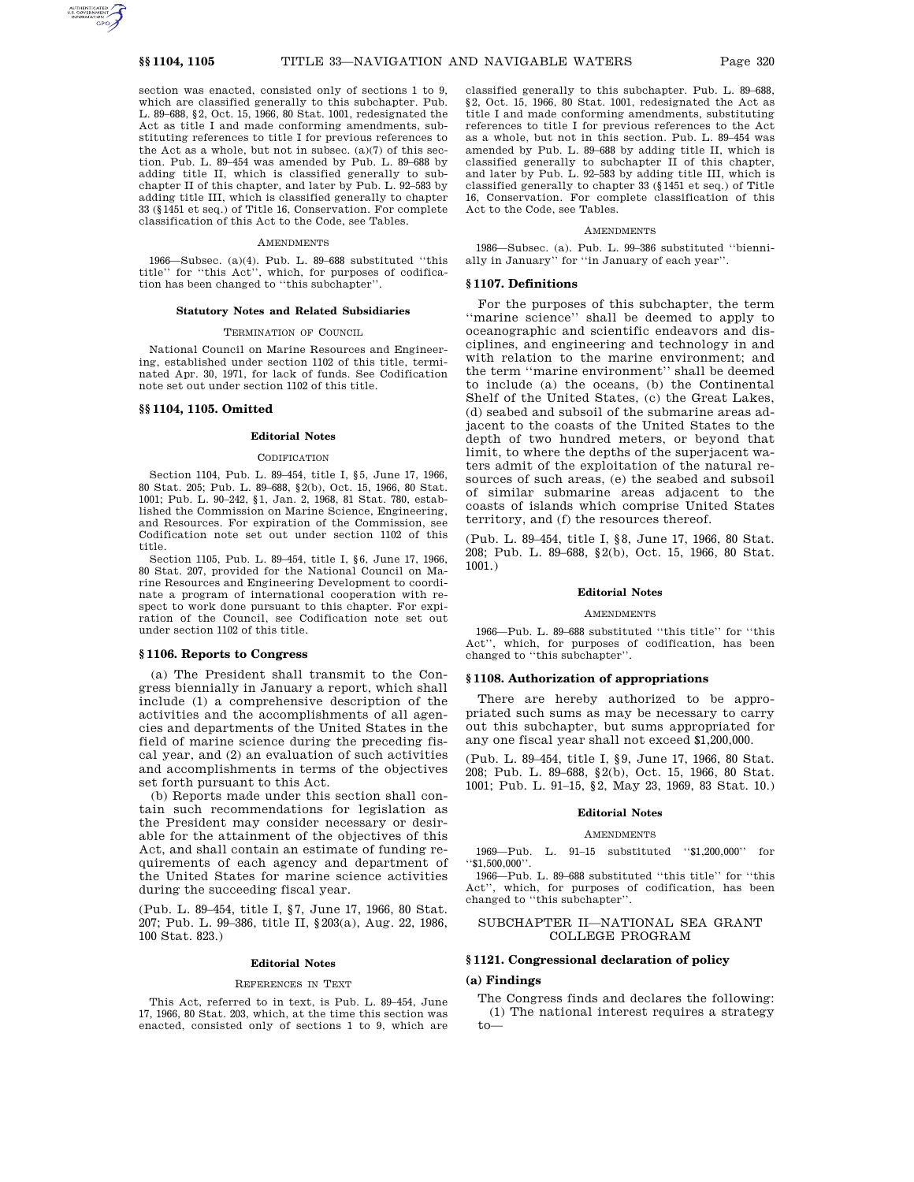section was enacted, consisted only of sections 1 to 9, which are classified generally to this subchapter. Pub. L. 89–688, §2, Oct. 15, 1966, 80 Stat. 1001, redesignated the Act as title I and made conforming amendments, substituting references to title I for previous references to the Act as a whole, but not in subsec. (a)(7) of this section. Pub. L. 89–454 was amended by Pub. L. 89–688 by adding title II, which is classified generally to subchapter II of this chapter, and later by Pub. L. 92–583 by adding title III, which is classified generally to chapter 33 (§1451 et seq.) of Title 16, Conservation. For complete classification of this Act to the Code, see Tables.

AMENDMENTS

1966—Subsec. (a)(4). Pub. L. 89–688 substituted ''this title'' for ''this Act'', which, for purposes of codification has been changed to ''this subchapter''.

#### Statutory Notes and Related Subsidiaries

TERMINATION OF COUNCIL

National Council on Marine Resources and Engineering, established under section 1102 of this title, terminated Apr. 30, 1971, for lack of funds. See Codification note set out under section 1102 of this title.

### §§1104, 1105. Omitted

#### Editorial Notes

CODIFICATION

Section 1104, Pub. L. 89–454, title I, §5, June 17, 1966, 80 Stat. 205; Pub. L. 89–688, §2(b), Oct. 15, 1966, 80 Stat. 1001; Pub. L. 90–242, §1, Jan. 2, 1968, 81 Stat. 780, established the Commission on Marine Science, Engineering, and Resources. For expiration of the Commission, see Codification note set out under section 1102 of this title.

Section 1105, Pub. L. 89–454, title I, §6, June 17, 1966, 80 Stat. 207, provided for the National Council on Marine Resources and Engineering Development to coordinate a program of international cooperation with respect to work done pursuant to this chapter. For expiration of the Council, see Codification note set out under section 1102 of this title.

### §1106. Reports to Congress

(a) The President shall transmit to the Congress biennially in January a report, which shall include (1) a comprehensive description of the activities and the accomplishments of all agencies and departments of the United States in the field of marine science during the preceding fiscal year, and (2) an evaluation of such activities and accomplishments in terms of the objectives set forth pursuant to this Act.

(b) Reports made under this section shall contain such recommendations for legislation as the President may consider necessary or desirable for the attainment of the objectives of this Act, and shall contain an estimate of funding requirements of each agency and department of the United States for marine science activities during the succeeding fiscal year.

(Pub. L. 89–454, title I, §7, June 17, 1966, 80 Stat. 207; Pub. L. 99–386, title II, §203(a), Aug. 22, 1986, 100 Stat. 823.)

#### Editorial Notes

REFERENCES IN TEXT

This Act, referred to in text, is Pub. L. 89–454, June 17, 1966, 80 Stat. 203, which, at the time this section was enacted, consisted only of sections 1 to 9, which are classified generally to this subchapter. Pub. L. 89–688, §2, Oct. 15, 1966, 80 Stat. 1001, redesignated the Act as title I and made conforming amendments, substituting references to title I for previous references to the Act as a whole, but not in this section. Pub. L. 89–454 was amended by Pub. L. 89–688 by adding title II, which is classified generally to subchapter II of this chapter, and later by Pub. L. 92–583 by adding title III, which is classified generally to chapter 33 (§1451 et seq.) of Title 16, Conservation. For complete classification of this Act to the Code, see Tables.

AMENDMENTS

1986—Subsec. (a). Pub. L. 99–386 substituted ''biennially in January'' for ''in January of each year''.

### §1107. Definitions

For the purposes of this subchapter, the term ''marine science'' shall be deemed to apply to oceanographic and scientific endeavors and disciplines, and engineering and technology in and with relation to the marine environment; and the term ''marine environment'' shall be deemed to include (a) the oceans, (b) the Continental Shelf of the United States, (c) the Great Lakes, (d) seabed and subsoil of the submarine areas adjacent to the coasts of the United States to the depth of two hundred meters, or beyond that limit, to where the depths of the superjacent waters admit of the exploitation of the natural resources of such areas, (e) the seabed and subsoil of similar submarine areas adjacent to the coasts of islands which comprise United States territory, and (f) the resources thereof.

(Pub. L. 89–454, title I, §8, June 17, 1966, 80 Stat. 208; Pub. L. 89–688, §2(b), Oct. 15, 1966, 80 Stat. 1001.)

#### Editorial Notes

AMENDMENTS

1966—Pub. L. 89–688 substituted ''this title'' for ''this Act'', which, for purposes of codification, has been changed to ''this subchapter''.

### §1108. Authorization of appropriations

There are hereby authorized to be appropriated such sums as may be necessary to carry out this subchapter, but sums appropriated for any one fiscal year shall not exceed $1,200,000.

(Pub. L. 89–454, title I, §9, June 17, 1966, 80 Stat. 208; Pub. L. 89–688, §2(b), Oct. 15, 1966, 80 Stat. 1001; Pub. L. 91–15, §2, May 23, 1969, 83 Stat. 10.)

#### Editorial Notes

AMENDMENTS

1969—Pub. L. 91–15 substituted ''$1,200,000'' for ''$1,500,000''.

1966—Pub. L. 89–688 substituted ''this title'' for ''this Act'', which, for purposes of codification, has been changed to ''this subchapter''.

## SUBCHAPTER II—NATIONAL SEA GRANT COLLEGE PROGRAM

### §1121. Congressional declaration of policy

#### (a) Findings

The Congress finds and declares the following:

(1) The national interest requires a strategy to—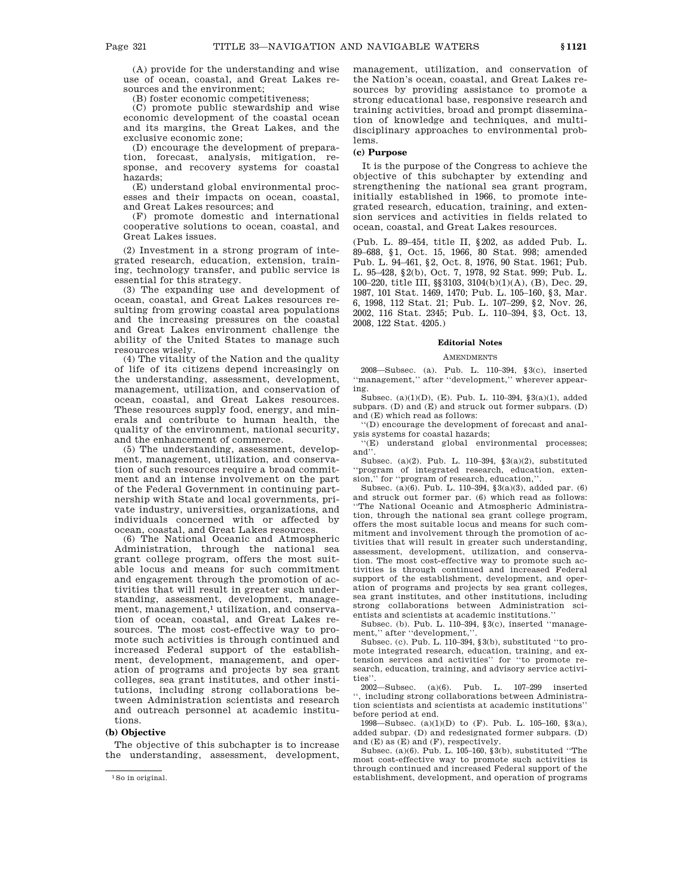(A) provide for the understanding and wise use of ocean, coastal, and Great Lakes resources and the environment;

(B) foster economic competitiveness;

(C) promote public stewardship and wise economic development of the coastal ocean and its margins, the Great Lakes, and the exclusive economic zone;

(D) encourage the development of preparation, forecast, analysis, mitigation, response, and recovery systems for coastal hazards;

(E) understand global environmental processes and their impacts on ocean, coastal, and Great Lakes resources; and

(F) promote domestic and international cooperative solutions to ocean, coastal, and Great Lakes issues.

(2) Investment in a strong program of integrated research, education, extension, training, technology transfer, and public service is essential for this strategy.

(3) The expanding use and development of ocean, coastal, and Great Lakes resources resulting from growing coastal area populations and the increasing pressures on the coastal and Great Lakes environment challenge the ability of the United States to manage such resources wisely.

(4) The vitality of the Nation and the quality of life of its citizens depend increasingly on the understanding, assessment, development, management, utilization, and conservation of ocean, coastal, and Great Lakes resources. These resources supply food, energy, and minerals and contribute to human health, the quality of the environment, national security, and the enhancement of commerce.

(5) The understanding, assessment, development, management, utilization, and conservation of such resources require a broad commitment and an intense involvement on the part of the Federal Government in continuing partnership with State and local governments, private industry, universities, organizations, and individuals concerned with or affected by ocean, coastal, and Great Lakes resources.

(6) The National Oceanic and Atmospheric Administration, through the national sea grant college program, offers the most suitable locus and means for such commitment and engagement through the promotion of activities that will result in greater such understanding, assessment, development, management, management,[1] utilization, and conservation of ocean, coastal, and Great Lakes resources. The most cost-effective way to promote such activities is through continued and increased Federal support of the establishment, development, management, and operation of programs and projects by sea grant colleges, sea grant institutes, and other institutions, including strong collaborations between Administration scientists and research and outreach personnel at academic institutions.

### (b) Objective

The objective of this subchapter is to increase the understanding, assessment, development, management, utilization, and conservation of the Nation's ocean, coastal, and Great Lakes resources by providing assistance to promote a strong educational base, responsive research and training activities, broad and prompt dissemination of knowledge and techniques, and multidisciplinary approaches to environmental problems.

### (c) Purpose

It is the purpose of the Congress to achieve the objective of this subchapter by extending and strengthening the national sea grant program, initially established in 1966, to promote integrated research, education, training, and extension services and activities in fields related to ocean, coastal, and Great Lakes resources.

(Pub. L. 89–454, title II, §202, as added Pub. L. 89–688, §1, Oct. 15, 1966, 80 Stat. 998; amended Pub. L. 94–461, §2, Oct. 8, 1976, 90 Stat. 1961; Pub. L. 95–428, §2(b), Oct. 7, 1978, 92 Stat. 999; Pub. L. 100–220, title III, §§3103, 3104(b)(1)(A), (B), Dec. 29, 1987, 101 Stat. 1469, 1470; Pub. L. 105–160, §3, Mar. 6, 1998, 112 Stat. 21; Pub. L. 107–299, §2, Nov. 26, 2002, 116 Stat. 2345; Pub. L. 110–394, §3, Oct. 13, 2008, 122 Stat. 4205.)

#### Editorial Notes

##### Amendments

2008—Subsec. (a). Pub. L. 110–394, §3(c), inserted "management," after "development," wherever appearing.

Subsec. (a)(1)(D), (E). Pub. L. 110–394, §3(a)(1), added subpars. (D) and (E) and struck out former subpars. (D) and (E) which read as follows:

"(D) encourage the development of forecast and analysis systems for coastal hazards;

"(E) understand global environmental processes; and".

Subsec. (a)(2). Pub. L. 110–394, §3(a)(2), substituted "program of integrated research, education, extension," for "program of research, education,".

Subsec. (a)(6). Pub. L. 110–394, §3(a)(3), added par. (6) and struck out former par. (6) which read as follows: "The National Oceanic and Atmospheric Administration, through the national sea grant college program, offers the most suitable locus and means for such commitment and involvement through the promotion of activities that will result in greater such understanding, assessment, development, utilization, and conservation. The most cost-effective way to promote such activities is through continued and increased Federal support of the establishment, development, and operation of programs and projects by sea grant colleges, sea grant institutes, and other institutions, including strong collaborations between Administration scientists and scientists at academic institutions."

Subsec. (b). Pub. L. 110–394, §3(c), inserted "management," after "development,".

Subsec. (c). Pub. L. 110–394, §3(b), substituted "to promote integrated research, education, training, and extension services and activities" for "to promote research, education, training, and advisory service activities".

2002—Subsec. (a)(6). Pub. L. 107–299 inserted ", including strong collaborations between Administration scientists and scientists at academic institutions" before period at end.

1998—Subsec. (a)(1)(D) to (F). Pub. L. 105–160, §3(a), added subpar. (D) and redesignated former subpars. (D) and (E) as (E) and (F), respectively.

Subsec. (a)(6). Pub. L. 105–160, §3(b), substituted "The most cost-effective way to promote such activities is through continued and increased Federal support of the establishment, development, and operation of programs

[1] So in original.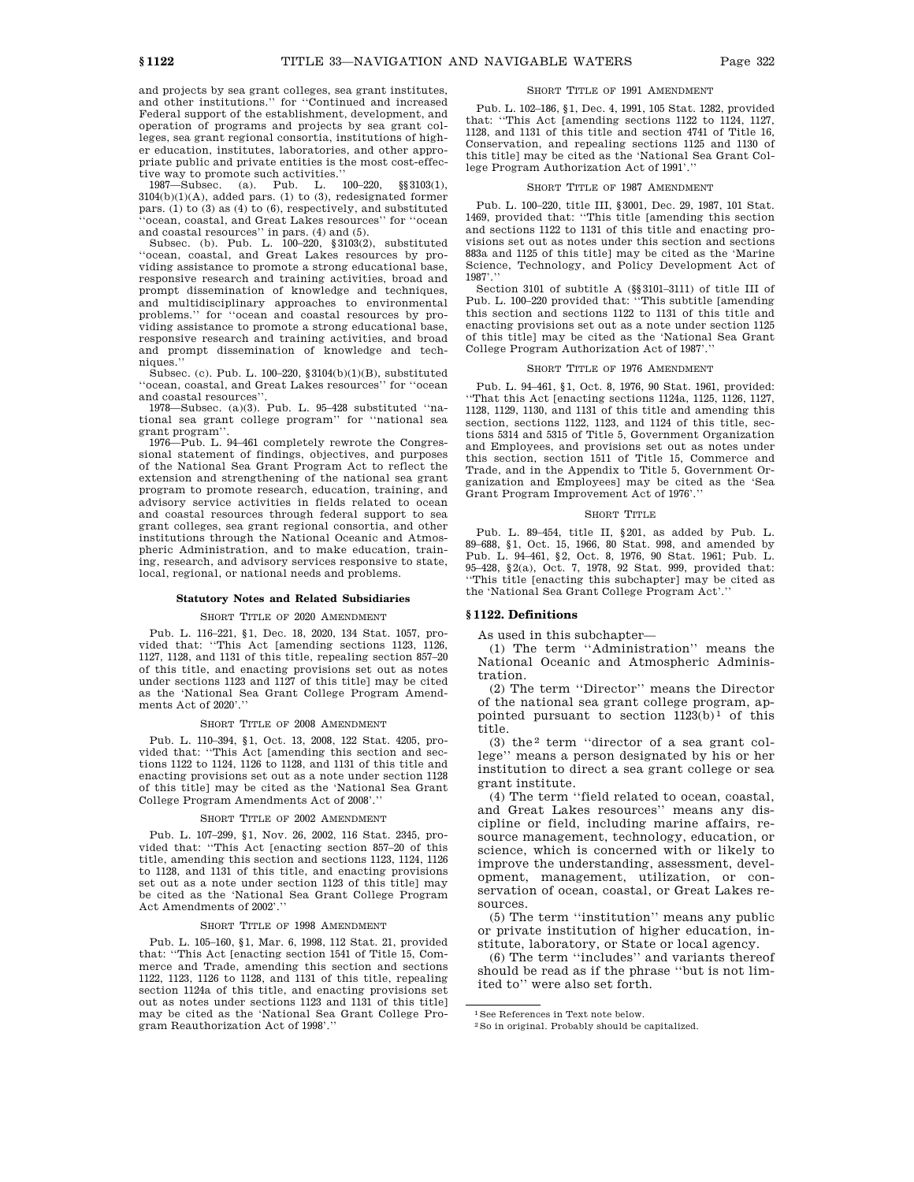and projects by sea grant colleges, sea grant institutes, and other institutions.'' for ''Continued and increased Federal support of the establishment, development, and operation of programs and projects by sea grant colleges, sea grant regional consortia, institutions of higher education, institutes, laboratories, and other appropriate public and private entities is the most cost-effective way to promote such activities.''

1987—Subsec. (a). Pub. L. 100–220, §§3103(1), 3104(b)(1)(A), added pars. (1) to (3), redesignated former pars. (1) to (3) as (4) to (6), respectively, and substituted ''ocean, coastal, and Great Lakes resources'' for ''ocean and coastal resources'' in pars. (4) and (5).

Subsec. (b). Pub. L. 100–220, §3103(2), substituted ''ocean, coastal, and Great Lakes resources by providing assistance to promote a strong educational base, responsive research and training activities, broad and prompt dissemination of knowledge and techniques, and multidisciplinary approaches to environmental problems.'' for ''ocean and coastal resources by providing assistance to promote a strong educational base, responsive research and training activities, and broad and prompt dissemination of knowledge and techniques.''

Subsec. (c). Pub. L. 100–220, §3104(b)(1)(B), substituted ''ocean, coastal, and Great Lakes resources'' for ''ocean and coastal resources''.

1978—Subsec. (a)(3). Pub. L. 95–428 substituted ''national sea grant college program'' for ''national sea grant program''.

1976—Pub. L. 94–461 completely rewrote the Congressional statement of findings, objectives, and purposes of the National Sea Grant Program Act to reflect the extension and strengthening of the national sea grant program to promote research, education, training, and advisory service activities in fields related to ocean and coastal resources through federal support to sea grant colleges, sea grant regional consortia, and other institutions through the National Oceanic and Atmospheric Administration, and to make education, training, research, and advisory services responsive to state, local, regional, or national needs and problems.

### Statutory Notes and Related Subsidiaries

#### SHORT TITLE OF 2020 AMENDMENT

Pub. L. 116–221, §1, Dec. 18, 2020, 134 Stat. 1057, provided that: ''This Act [amending sections 1123, 1126, 1127, 1128, and 1131 of this title, repealing section 857–20 of this title, and enacting provisions set out as notes under sections 1123 and 1127 of this title] may be cited as the 'National Sea Grant College Program Amendments Act of 2020'.''

#### SHORT TITLE OF 2008 AMENDMENT

Pub. L. 110–394, §1, Oct. 13, 2008, 122 Stat. 4205, provided that: ''This Act [amending this section and sections 1122 to 1124, 1126 to 1128, and 1131 of this title and enacting provisions set out as a note under section 1128 of this title] may be cited as the 'National Sea Grant College Program Amendments Act of 2008'.''

#### SHORT TITLE OF 2002 AMENDMENT

Pub. L. 107–299, §1, Nov. 26, 2002, 116 Stat. 2345, provided that: ''This Act [enacting section 857–20 of this title, amending this section and sections 1123, 1124, 1126 to 1128, and 1131 of this title, and enacting provisions set out as a note under section 1123 of this title] may be cited as the 'National Sea Grant College Program Act Amendments of 2002'.''

#### SHORT TITLE OF 1998 AMENDMENT

Pub. L. 105–160, §1, Mar. 6, 1998, 112 Stat. 21, provided that: ''This Act [enacting section 1541 of Title 15, Commerce and Trade, amending this section and sections 1122, 1123, 1126 to 1128, and 1131 of this title, repealing section 1124a of this title, and enacting provisions set out as notes under sections 1123 and 1131 of this title] may be cited as the 'National Sea Grant College Program Reauthorization Act of 1998'.''

#### SHORT TITLE OF 1991 AMENDMENT

Pub. L. 102–186, §1, Dec. 4, 1991, 105 Stat. 1282, provided that: ''This Act [amending sections 1122 to 1124, 1127, 1128, and 1131 of this title and section 4741 of Title 16, Conservation, and repealing sections 1125 and 1130 of this title] may be cited as the 'National Sea Grant College Program Authorization Act of 1991'.''

#### SHORT TITLE OF 1987 AMENDMENT

Pub. L. 100–220, title III, §3001, Dec. 29, 1987, 101 Stat. 1469, provided that: ''This title [amending this section and sections 1122 to 1131 of this title and enacting provisions set out as notes under this section and sections 883a and 1125 of this title] may be cited as the 'Marine Science, Technology, and Policy Development Act of 1987'.''

Section 3101 of subtitle A (§§3101–3111) of title III of Pub. L. 100–220 provided that: ''This subtitle [amending this section and sections 1122 to 1131 of this title and enacting provisions set out as a note under section 1125 of this title] may be cited as the 'National Sea Grant College Program Authorization Act of 1987'.''

#### SHORT TITLE OF 1976 AMENDMENT

Pub. L. 94–461, §1, Oct. 8, 1976, 90 Stat. 1961, provided: ''That this Act [enacting sections 1124a, 1125, 1126, 1127, 1128, 1129, 1130, and 1131 of this title and amending this section, sections 1122, 1123, and 1124 of this title, sections 5314 and 5315 of Title 5, Government Organization and Employees, and provisions set out as notes under this section, section 1511 of Title 15, Commerce and Trade, and in the Appendix to Title 5, Government Organization and Employees] may be cited as the 'Sea Grant Program Improvement Act of 1976'.''

#### SHORT TITLE

Pub. L. 89–454, title II, §201, as added by Pub. L. 89–688, §1, Oct. 15, 1966, 80 Stat. 998, and amended by Pub. L. 94–461, §2, Oct. 8, 1976, 90 Stat. 1961; Pub. L. 95–428, §2(a), Oct. 7, 1978, 92 Stat. 999, provided that: ''This title [enacting this subchapter] may be cited as the 'National Sea Grant College Program Act'.''

## §1122. Definitions

As used in this subchapter—

(1) The term ''Administration'' means the National Oceanic and Atmospheric Administration.

(2) The term ''Director'' means the Director of the national sea grant college program, appointed pursuant to section 1123(b)[1] of this title.

(3) the[2] term ''director of a sea grant college'' means a person designated by his or her institution to direct a sea grant college or sea grant institute.

(4) The term ''field related to ocean, coastal, and Great Lakes resources'' means any discipline or field, including marine affairs, resource management, technology, education, or science, which is concerned with or likely to improve the understanding, assessment, development, management, utilization, or conservation of ocean, coastal, or Great Lakes resources.

(5) The term ''institution'' means any public or private institution of higher education, institute, laboratory, or State or local agency.

(6) The term ''includes'' and variants thereof should be read as if the phrase ''but is not limited to'' were also set forth.

[1] See References in Text note below.

[2] So in original. Probably should be capitalized.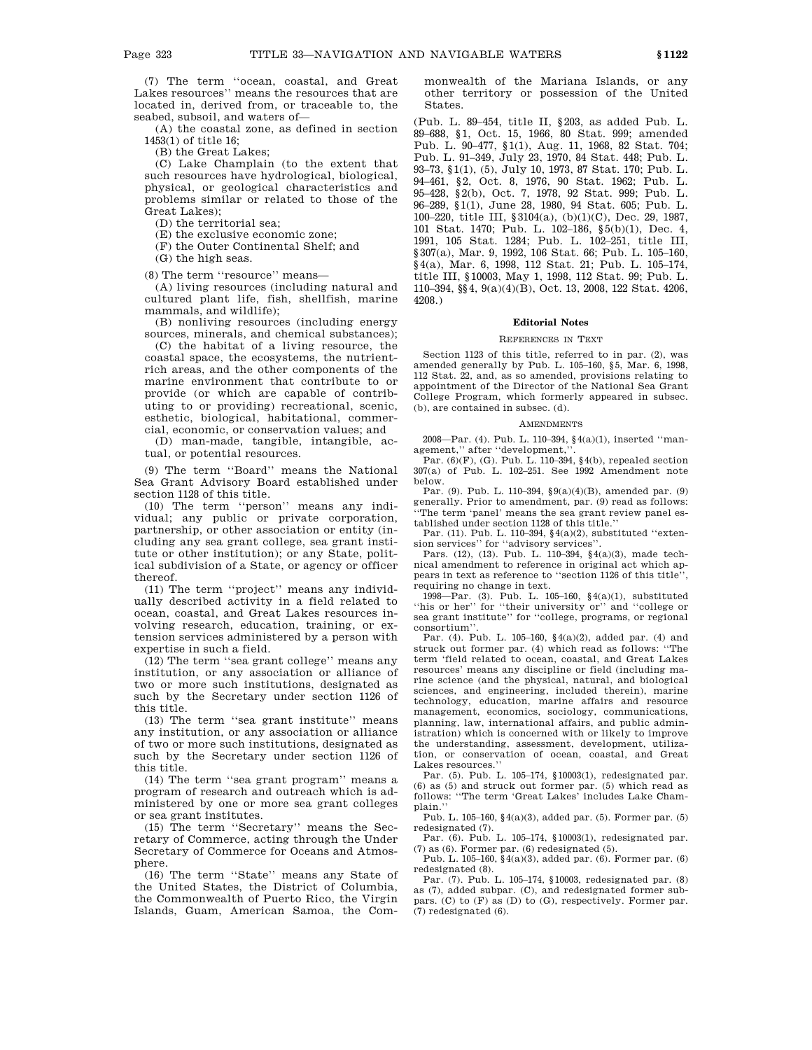(7) The term ''ocean, coastal, and Great Lakes resources'' means the resources that are located in, derived from, or traceable to, the seabed, subsoil, and waters of—

(A) the coastal zone, as defined in section 1453(1) of title 16;

(B) the Great Lakes;

(C) Lake Champlain (to the extent that such resources have hydrological, biological, physical, or geological characteristics and problems similar or related to those of the Great Lakes);

(D) the territorial sea;

(E) the exclusive economic zone;

(F) the Outer Continental Shelf; and

(G) the high seas.

(8) The term ''resource'' means—

(A) living resources (including natural and cultured plant life, fish, shellfish, marine mammals, and wildlife);

(B) nonliving resources (including energy sources, minerals, and chemical substances);

(C) the habitat of a living resource, the coastal space, the ecosystems, the nutrient-rich areas, and the other components of the marine environment that contribute to or provide (or which are capable of contributing to or providing) recreational, scenic, esthetic, biological, habitational, commercial, economic, or conservation values; and

(D) man-made, tangible, intangible, actual, or potential resources.

(9) The term ''Board'' means the National Sea Grant Advisory Board established under section 1128 of this title.

(10) The term ''person'' means any individual; any public or private corporation, partnership, or other association or entity (including any sea grant college, sea grant institute or other institution); or any State, political subdivision of a State, or agency or officer thereof.

(11) The term ''project'' means any individually described activity in a field related to ocean, coastal, and Great Lakes resources involving research, education, training, or extension services administered by a person with expertise in such a field.

(12) The term ''sea grant college'' means any institution, or any association or alliance of two or more such institutions, designated as such by the Secretary under section 1126 of this title.

(13) The term ''sea grant institute'' means any institution, or any association or alliance of two or more such institutions, designated as such by the Secretary under section 1126 of this title.

(14) The term ''sea grant program'' means a program of research and outreach which is administered by one or more sea grant colleges or sea grant institutes.

(15) The term ''Secretary'' means the Secretary of Commerce, acting through the Under Secretary of Commerce for Oceans and Atmosphere.

(16) The term ''State'' means any State of the United States, the District of Columbia, the Commonwealth of Puerto Rico, the Virgin Islands, Guam, American Samoa, the Commonwealth of the Mariana Islands, or any other territory or possession of the United States.

(Pub. L. 89–454, title II, §203, as added Pub. L. 89–688, §1, Oct. 15, 1966, 80 Stat. 999; amended Pub. L. 90–477, §1(1), Aug. 11, 1968, 82 Stat. 704; Pub. L. 91–349, July 23, 1970, 84 Stat. 448; Pub. L. 93–73, §1(1), (5), July 10, 1973, 87 Stat. 170; Pub. L. 94–461, §2, Oct. 8, 1976, 90 Stat. 1962; Pub. L. 95–428, §2(b), Oct. 7, 1978, 92 Stat. 999; Pub. L. 96–289, §1(1), June 28, 1980, 94 Stat. 605; Pub. L. 100–220, title III, §3104(a), (b)(1)(C), Dec. 29, 1987, 101 Stat. 1470; Pub. L. 102–186, §5(b)(1), Dec. 4, 1991, 105 Stat. 1284; Pub. L. 102–251, title III, §307(a), Mar. 9, 1992, 106 Stat. 66; Pub. L. 105–160, §4(a), Mar. 6, 1998, 112 Stat. 21; Pub. L. 105–174, title III, §10003, May 1, 1998, 112 Stat. 99; Pub. L. 110–394, §§4, 9(a)(4)(B), Oct. 13, 2008, 122 Stat. 4206, 4208.)

**Editorial Notes**

REFERENCES IN TEXT

Section 1123 of this title, referred to in par. (2), was amended generally by Pub. L. 105–160, §5, Mar. 6, 1998, 112 Stat. 22, and, as so amended, provisions relating to appointment of the Director of the National Sea Grant College Program, which formerly appeared in subsec. (b), are contained in subsec. (d).

AMENDMENTS

2008—Par. (4). Pub. L. 110–394, §4(a)(1), inserted ''management,'' after ''development,''.

Par. (6)(F), (G). Pub. L. 110–394, §4(b), repealed section 307(a) of Pub. L. 102–251. See 1992 Amendment note below.

Par. (9). Pub. L. 110–394, §9(a)(4)(B), amended par. (9) generally. Prior to amendment, par. (9) read as follows: ''The term 'panel' means the sea grant review panel established under section 1128 of this title.''

Par. (11). Pub. L. 110–394, §4(a)(2), substituted ''extension services'' for ''advisory services''.

Pars. (12), (13). Pub. L. 110–394, §4(a)(3), made technical amendment to reference in original act which appears in text as reference to ''section 1126 of this title'', requiring no change in text.

1998—Par. (3). Pub. L. 105–160, §4(a)(1), substituted ''his or her'' for ''their university or'' and ''college or sea grant institute'' for ''college, programs, or regional consortium''.

Par. (4). Pub. L. 105–160, §4(a)(2), added par. (4) and struck out former par. (4) which read as follows: ''The term 'field related to ocean, coastal, and Great Lakes resources' means any discipline or field (including marine science (and the physical, natural, and biological sciences, and engineering, included therein), marine technology, education, marine affairs and resource management, economics, sociology, communications, planning, law, international affairs, and public administration) which is concerned with or likely to improve the understanding, assessment, development, utilization, or conservation of ocean, coastal, and Great Lakes resources.''

Par. (5). Pub. L. 105–174, §10003(1), redesignated par. (6) as (5) and struck out former par. (5) which read as follows: ''The term 'Great Lakes' includes Lake Champlain.''

Pub. L. 105–160, §4(a)(3), added par. (5). Former par. (5) redesignated (7).

Par. (6). Pub. L. 105–174, §10003(1), redesignated par. (7) as (6). Former par. (6) redesignated (5).

Pub. L. 105–160, §4(a)(3), added par. (6). Former par. (6) redesignated (8).

Par. (7). Pub. L. 105–174, §10003, redesignated par. (8) as (7), added subpar. (C), and redesignated former subpars. (C) to (F) as (D) to (G), respectively. Former par. (7) redesignated (6).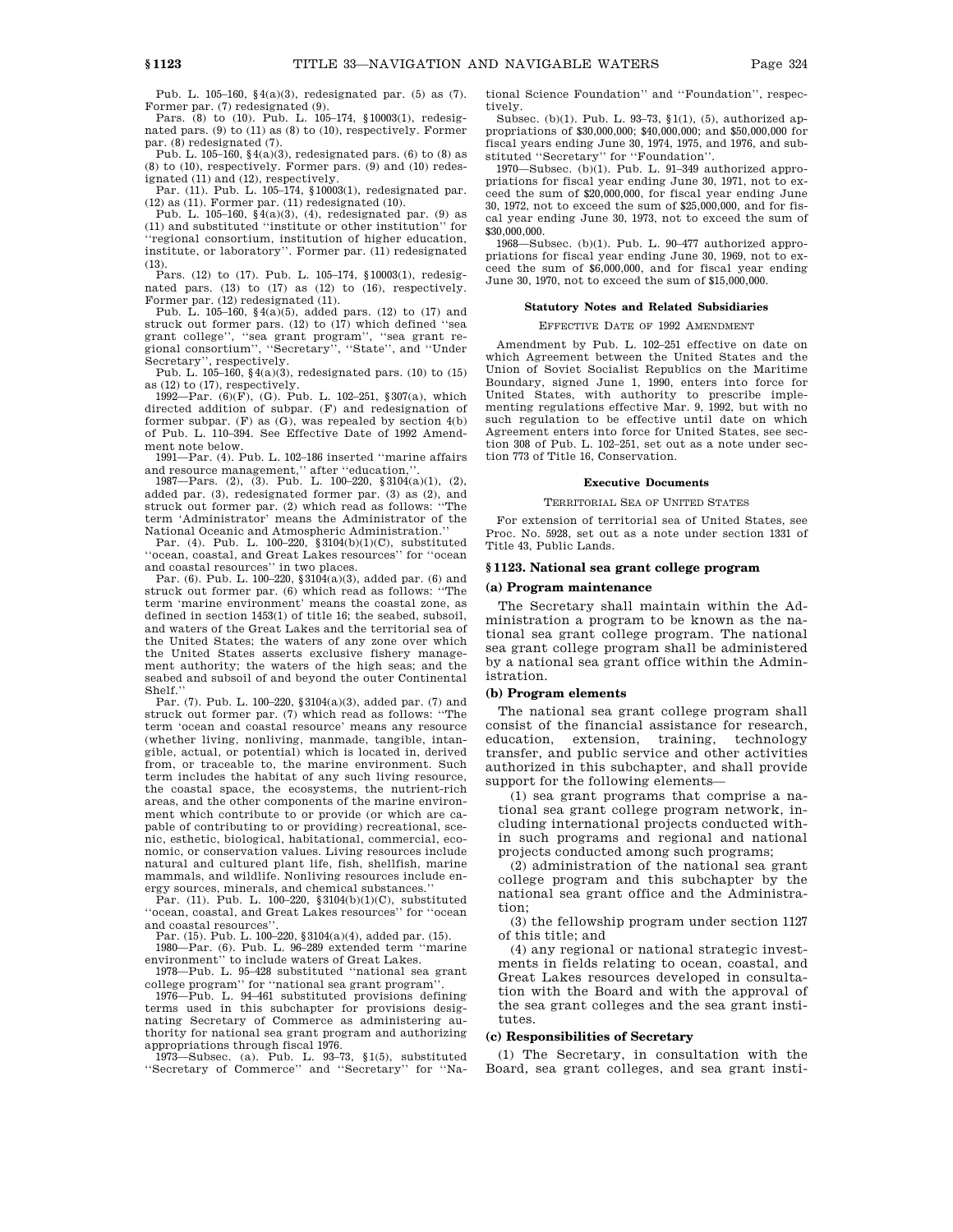Pub. L. 105–160, §4(a)(3), redesignated par. (5) as (7). Former par. (7) redesignated (9).

Pars. (8) to (10). Pub. L. 105–174, §10003(1), redesignated pars. (9) to (11) as (8) to (10), respectively. Former par. (8) redesignated (7).

Pub. L. 105–160, §4(a)(3), redesignated pars. (6) to (8) as (8) to (10), respectively. Former pars. (9) and (10) redesignated (11) and (12), respectively.

Par. (11). Pub. L. 105–174, §10003(1), redesignated par. (12) as (11). Former par. (11) redesignated (10).

Pub. L. 105–160, §4(a)(3), (4), redesignated par. (9) as (11) and substituted "institute or other institution" for "regional consortium, institution of higher education, institute, or laboratory". Former par. (11) redesignated (13).

Pars. (12) to (17). Pub. L. 105–174, §10003(1), redesignated pars. (13) to (17) as (12) to (16), respectively. Former par. (12) redesignated (11).

Pub. L. 105–160, §4(a)(5), added pars. (12) to (17) and struck out former pars. (12) to (17) which defined "sea grant college", "sea grant program", "sea grant regional consortium", "Secretary", "State", and "Under Secretary", respectively.

Pub. L. 105–160, §4(a)(3), redesignated pars. (10) to (15) as (12) to (17), respectively.

1992—Par. (6)(F), (G). Pub. L. 102–251, §307(a), which directed addition of subpar. (F) and redesignation of former subpar. (F) as (G), was repealed by section 4(b) of Pub. L. 110–394. See Effective Date of 1992 Amendment note below.

1991—Par. (4). Pub. L. 102–186 inserted "marine affairs and resource management," after "education,".

1987—Pars. (2), (3). Pub. L. 100–220, §3104(a)(1), (2), added par. (3), redesignated former par. (3) as (2), and struck out former par. (2) which read as follows: "The term 'Administrator' means the Administrator of the National Oceanic and Atmospheric Administration."

Par. (4). Pub. L. 100–220, §3104(b)(1)(C), substituted "ocean, coastal, and Great Lakes resources" for "ocean and coastal resources" in two places.

Par. (6). Pub. L. 100–220, §3104(a)(3), added par. (6) and struck out former par. (6) which read as follows: "The term 'marine environment' means the coastal zone, as defined in section 1453(1) of title 16; the seabed, subsoil, and waters of the Great Lakes and the territorial sea of the United States; the waters of any zone over which the United States asserts exclusive fishery management authority; the waters of the high seas; and the seabed and subsoil of and beyond the outer Continental Shelf."

Par. (7). Pub. L. 100–220, §3104(a)(3), added par. (7) and struck out former par. (7) which read as follows: "The term 'ocean and coastal resource' means any resource (whether living, nonliving, manmade, tangible, intangible, actual, or potential) which is located in, derived from, or traceable to, the marine environment. Such term includes the habitat of any such living resource, the coastal space, the ecosystems, the nutrient-rich areas, and the other components of the marine environment which contribute to or provide (or which are capable of contributing to or providing) recreational, scenic, esthetic, biological, habitational, commercial, economic, or conservation values. Living resources include natural and cultured plant life, fish, shellfish, marine mammals, and wildlife. Nonliving resources include energy sources, minerals, and chemical substances."

Par. (11). Pub. L. 100–220, §3104(b)(1)(C), substituted "ocean, coastal, and Great Lakes resources" for "ocean and coastal resources".

Par. (15). Pub. L. 100–220, §3104(a)(4), added par. (15).

1980—Par. (6). Pub. L. 96–289 extended term "marine environment" to include waters of Great Lakes.

1978—Pub. L. 95–428 substituted "national sea grant college program" for "national sea grant program".

1976—Pub. L. 94–461 substituted provisions defining terms used in this subchapter for provisions designating Secretary of Commerce as administering authority for national sea grant program and authorizing appropriations through fiscal 1976.

1973—Subsec. (a). Pub. L. 93–73, §1(5), substituted "Secretary of Commerce" and "Secretary" for "National Science Foundation" and "Foundation", respectively.

Subsec. (b)(1). Pub. L. 93–73, §1(1), (5), authorized appropriations of $30,000,000; $40,000,000; and $50,000,000 for fiscal years ending June 30, 1974, 1975, and 1976, and substituted "Secretary" for "Foundation".

1970—Subsec. (b)(1). Pub. L. 91–349 authorized appropriations for fiscal year ending June 30, 1971, not to exceed the sum of $20,000,000, for fiscal year ending June 30, 1972, not to exceed the sum of $25,000,000, and for fiscal year ending June 30, 1973, not to exceed the sum of $30,000,000.

1968—Subsec. (b)(1). Pub. L. 90–477 authorized appropriations for fiscal year ending June 30, 1969, not to exceed the sum of $6,000,000, and for fiscal year ending June 30, 1970, not to exceed the sum of $15,000,000.

#### Statutory Notes and Related Subsidiaries

EFFECTIVE DATE OF 1992 AMENDMENT

Amendment by Pub. L. 102–251 effective on date on which Agreement between the United States and the Union of Soviet Socialist Republics on the Maritime Boundary, signed June 1, 1990, enters into force for United States, with authority to prescribe implementing regulations effective Mar. 9, 1992, but with no such regulation to be effective until date on which Agreement enters into force for United States, see section 308 of Pub. L. 102–251, set out as a note under section 773 of Title 16, Conservation.

#### Executive Documents

TERRITORIAL SEA OF UNITED STATES

For extension of territorial sea of United States, see Proc. No. 5928, set out as a note under section 1331 of Title 43, Public Lands.

## §1123. National sea grant college program

### (a) Program maintenance

The Secretary shall maintain within the Administration a program to be known as the national sea grant college program. The national sea grant college program shall be administered by a national sea grant office within the Administration.

### (b) Program elements

The national sea grant college program shall consist of the financial assistance for research, education, extension, training, technology transfer, and public service and other activities authorized in this subchapter, and shall provide support for the following elements—

(1) sea grant programs that comprise a national sea grant college program network, including international projects conducted within such programs and regional and national projects conducted among such programs;

(2) administration of the national sea grant college program and this subchapter by the national sea grant office and the Administration;

(3) the fellowship program under section 1127 of this title; and

(4) any regional or national strategic investments in fields relating to ocean, coastal, and Great Lakes resources developed in consultation with the Board and with the approval of the sea grant colleges and the sea grant institutes.

### (c) Responsibilities of Secretary

(1) The Secretary, in consultation with the Board, sea grant colleges, and sea grant insti-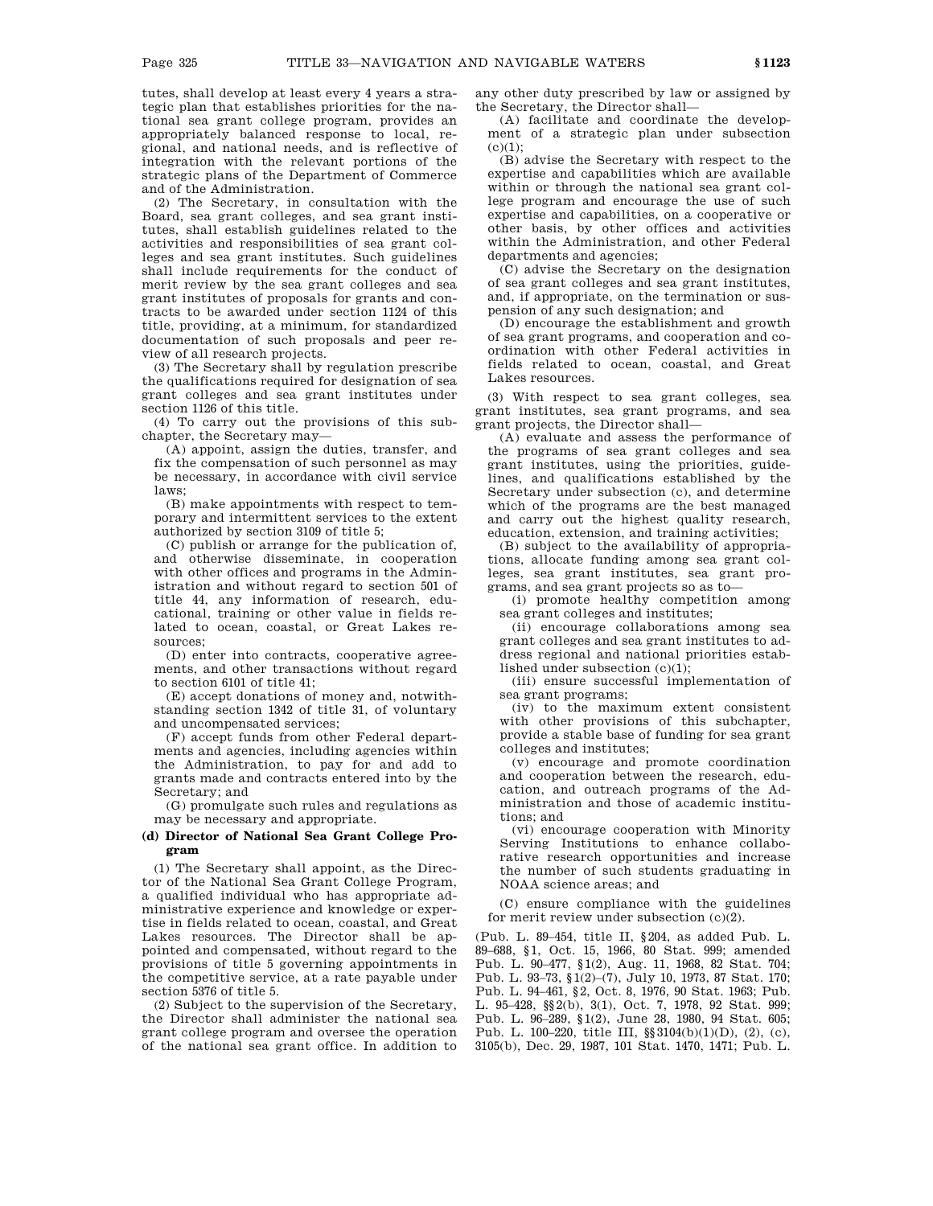tutes, shall develop at least every 4 years a strategic plan that establishes priorities for the national sea grant college program, provides an appropriately balanced response to local, regional, and national needs, and is reflective of integration with the relevant portions of the strategic plans of the Department of Commerce and of the Administration.

(2) The Secretary, in consultation with the Board, sea grant colleges, and sea grant institutes, shall establish guidelines related to the activities and responsibilities of sea grant colleges and sea grant institutes. Such guidelines shall include requirements for the conduct of merit review by the sea grant colleges and sea grant institutes of proposals for grants and contracts to be awarded under section 1124 of this title, providing, at a minimum, for standardized documentation of such proposals and peer review of all research projects.

(3) The Secretary shall by regulation prescribe the qualifications required for designation of sea grant colleges and sea grant institutes under section 1126 of this title.

(4) To carry out the provisions of this subchapter, the Secretary may—

(A) appoint, assign the duties, transfer, and fix the compensation of such personnel as may be necessary, in accordance with civil service laws;

(B) make appointments with respect to temporary and intermittent services to the extent authorized by section 3109 of title 5;

(C) publish or arrange for the publication of, and otherwise disseminate, in cooperation with other offices and programs in the Administration and without regard to section 501 of title 44, any information of research, educational, training or other value in fields related to ocean, coastal, or Great Lakes resources;

(D) enter into contracts, cooperative agreements, and other transactions without regard to section 6101 of title 41;

(E) accept donations of money and, notwithstanding section 1342 of title 31, of voluntary and uncompensated services;

(F) accept funds from other Federal departments and agencies, including agencies within the Administration, to pay for and add to grants made and contracts entered into by the Secretary; and

(G) promulgate such rules and regulations as may be necessary and appropriate.

**(d) Director of National Sea Grant College Program**

(1) The Secretary shall appoint, as the Director of the National Sea Grant College Program, a qualified individual who has appropriate administrative experience and knowledge or expertise in fields related to ocean, coastal, and Great Lakes resources. The Director shall be appointed and compensated, without regard to the provisions of title 5 governing appointments in the competitive service, at a rate payable under section 5376 of title 5.

(2) Subject to the supervision of the Secretary, the Director shall administer the national sea grant college program and oversee the operation of the national sea grant office. In addition to any other duty prescribed by law or assigned by the Secretary, the Director shall—

(A) facilitate and coordinate the development of a strategic plan under subsection (c)(1);

(B) advise the Secretary with respect to the expertise and capabilities which are available within or through the national sea grant college program and encourage the use of such expertise and capabilities, on a cooperative or other basis, by other offices and activities within the Administration, and other Federal departments and agencies;

(C) advise the Secretary on the designation of sea grant colleges and sea grant institutes, and, if appropriate, on the termination or suspension of any such designation; and

(D) encourage the establishment and growth of sea grant programs, and cooperation and coordination with other Federal activities in fields related to ocean, coastal, and Great Lakes resources.

(3) With respect to sea grant colleges, sea grant institutes, sea grant programs, and sea grant projects, the Director shall—

(A) evaluate and assess the performance of the programs of sea grant colleges and sea grant institutes, using the priorities, guidelines, and qualifications established by the Secretary under subsection (c), and determine which of the programs are the best managed and carry out the highest quality research, education, extension, and training activities;

(B) subject to the availability of appropriations, allocate funding among sea grant colleges, sea grant institutes, sea grant programs, and sea grant projects so as to—

(i) promote healthy competition among sea grant colleges and institutes;

(ii) encourage collaborations among sea grant colleges and sea grant institutes to address regional and national priorities established under subsection (c)(1);

(iii) ensure successful implementation of sea grant programs;

(iv) to the maximum extent consistent with other provisions of this subchapter, provide a stable base of funding for sea grant colleges and institutes;

(v) encourage and promote coordination and cooperation between the research, education, and outreach programs of the Administration and those of academic institutions; and

(vi) encourage cooperation with Minority Serving Institutions to enhance collaborative research opportunities and increase the number of such students graduating in NOAA science areas; and

(C) ensure compliance with the guidelines for merit review under subsection (c)(2).

(Pub. L. 89–454, title II, §204, as added Pub. L. 89–688, §1, Oct. 15, 1966, 80 Stat. 999; amended Pub. L. 90–477, §1(2), Aug. 11, 1968, 82 Stat. 704; Pub. L. 93–73, §1(2)–(7), July 10, 1973, 87 Stat. 170; Pub. L. 94–461, §2, Oct. 8, 1976, 90 Stat. 1963; Pub. L. 95–428, §§2(b), 3(1), Oct. 7, 1978, 92 Stat. 999; Pub. L. 96–289, §1(2), June 28, 1980, 94 Stat. 605; Pub. L. 100–220, title III, §§3104(b)(1)(D), (2), (c), 3105(b), Dec. 29, 1987, 101 Stat. 1470, 1471; Pub. L.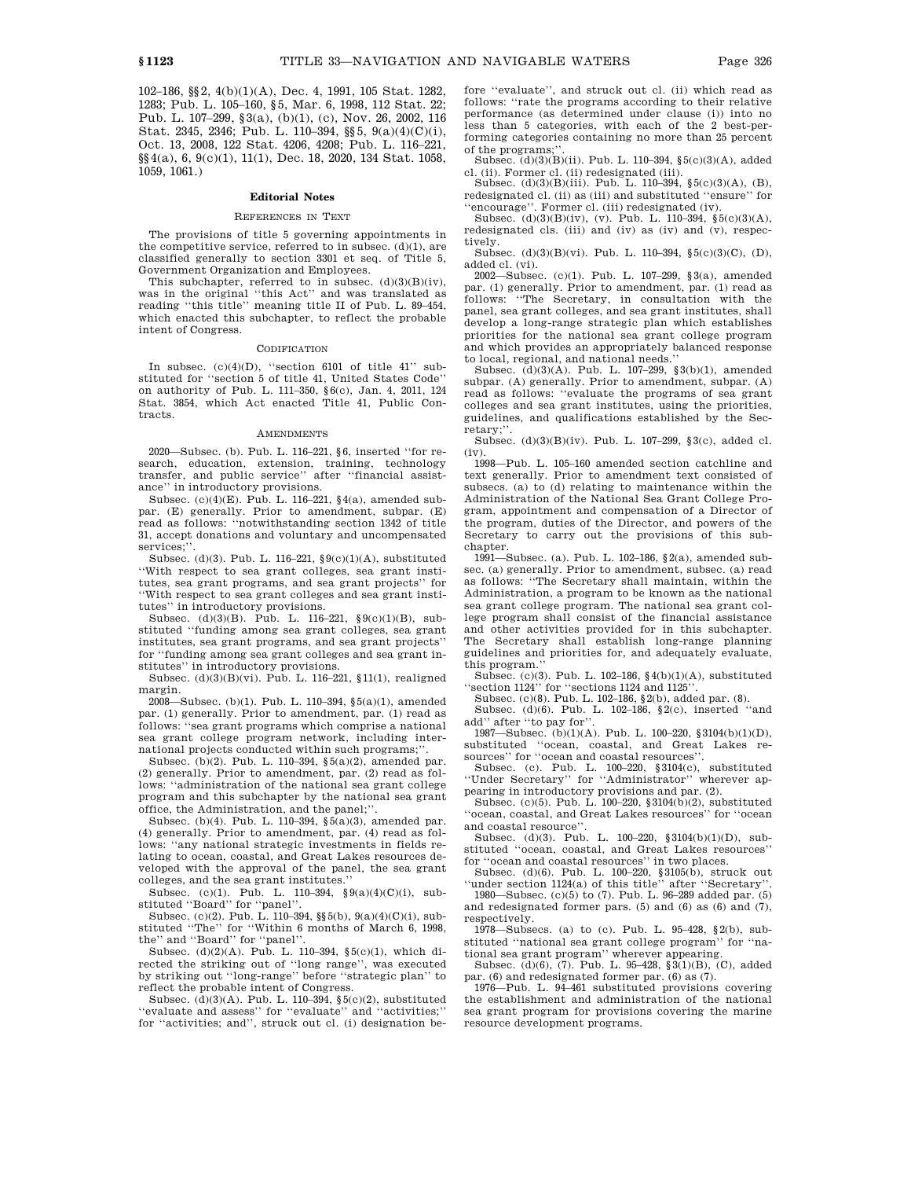102–186, §§2, 4(b)(1)(A), Dec. 4, 1991, 105 Stat. 1282, 1283; Pub. L. 105–160, §5, Mar. 6, 1998, 112 Stat. 22; Pub. L. 107–299, §3(a), (b)(1), (c), Nov. 26, 2002, 116 Stat. 2345, 2346; Pub. L. 110–394, §§5, 9(a)(4)(C)(i), Oct. 13, 2008, 122 Stat. 4206, 4208; Pub. L. 116–221, §§4(a), 6, 9(c)(1), 11(1), Dec. 18, 2020, 134 Stat. 1058, 1059, 1061.)

## Editorial Notes

### References in Text

The provisions of title 5 governing appointments in the competitive service, referred to in subsec. (d)(1), are classified generally to section 3301 et seq. of Title 5, Government Organization and Employees.

This subchapter, referred to in subsec. (d)(3)(B)(iv), was in the original "this Act" and was translated as reading "this title" meaning title II of Pub. L. 89–454, which enacted this subchapter, to reflect the probable intent of Congress.

### Codification

In subsec. (c)(4)(D), "section 6101 of title 41" substituted for "section 5 of title 41, United States Code" on authority of Pub. L. 111–350, §6(c), Jan. 4, 2011, 124 Stat. 3854, which Act enacted Title 41, Public Contracts.

### Amendments

2020—Subsec. (b). Pub. L. 116–221, §6, inserted "for research, education, extension, training, technology transfer, and public service" after "financial assistance" in introductory provisions.

Subsec. (c)(4)(E). Pub. L. 116–221, §4(a), amended subpar. (E) generally. Prior to amendment, subpar. (E) read as follows: "notwithstanding section 1342 of title 31, accept donations and voluntary and uncompensated services;".

Subsec. (d)(3). Pub. L. 116–221, §9(c)(1)(A), substituted "With respect to sea grant colleges, sea grant institutes, sea grant programs, and sea grant projects" for "With respect to sea grant colleges and sea grant institutes" in introductory provisions.

Subsec. (d)(3)(B). Pub. L. 116–221, §9(c)(1)(B), substituted "funding among sea grant colleges, sea grant institutes, sea grant programs, and sea grant projects" for "funding among sea grant colleges and sea grant institutes" in introductory provisions.

Subsec. (d)(3)(B)(vi). Pub. L. 116–221, §11(1), realigned margin.

2008—Subsec. (b)(1). Pub. L. 110–394, §5(a)(1), amended par. (1) generally. Prior to amendment, par. (1) read as follows: "sea grant programs which comprise a national sea grant college program network, including international projects conducted within such programs;".

Subsec. (b)(2). Pub. L. 110–394, §5(a)(2), amended par. (2) generally. Prior to amendment, par. (2) read as follows: "administration of the national sea grant college program and this subchapter by the national sea grant office, the Administration, and the panel;".

Subsec. (b)(4). Pub. L. 110–394, §5(a)(3), amended par. (4) generally. Prior to amendment, par. (4) read as follows: "any national strategic investments in fields relating to ocean, coastal, and Great Lakes resources developed with the approval of the panel, the sea grant colleges, and the sea grant institutes."

Subsec. (c)(1). Pub. L. 110–394, §9(a)(4)(C)(i), substituted "Board" for "panel".

Subsec. (c)(2). Pub. L. 110–394, §§5(b), 9(a)(4)(C)(i), substituted "The" for "Within 6 months of March 6, 1998, the" and "Board" for "panel".

Subsec. (d)(2)(A). Pub. L. 110–394, §5(c)(1), which directed the striking out of "long range", was executed by striking out "long-range" before "strategic plan" to reflect the probable intent of Congress.

Subsec. (d)(3)(A). Pub. L. 110–394, §5(c)(2), substituted "evaluate and assess" for "evaluate" and "activities;" for "activities; and", struck out cl. (i) designation before "evaluate", and struck out cl. (ii) which read as follows: "rate the programs according to their relative performance (as determined under clause (i)) into no less than 5 categories, with each of the 2 best-performing categories containing no more than 25 percent of the programs;".

Subsec. (d)(3)(B)(ii). Pub. L. 110–394, §5(c)(3)(A), added cl. (ii). Former cl. (ii) redesignated (iii).

Subsec. (d)(3)(B)(iii). Pub. L. 110–394, §5(c)(3)(A), (B), redesignated cl. (ii) as (iii) and substituted "ensure" for "encourage". Former cl. (iii) redesignated (iv).

Subsec. (d)(3)(B)(iv), (v). Pub. L. 110–394, §5(c)(3)(A), redesignated cls. (iii) and (iv) as (iv) and (v), respectively.

Subsec. (d)(3)(B)(vi). Pub. L. 110–394, §5(c)(3)(C), (D), added cl. (vi).

2002—Subsec. (c)(1). Pub. L. 107–299, §3(a), amended par. (1) generally. Prior to amendment, par. (1) read as follows: "The Secretary, in consultation with the panel, sea grant colleges, and sea grant institutes, shall develop a long-range strategic plan which establishes priorities for the national sea grant college program and which provides an appropriately balanced response to local, regional, and national needs."

Subsec. (d)(3)(A). Pub. L. 107–299, §3(b)(1), amended subpar. (A) generally. Prior to amendment, subpar. (A) read as follows: "evaluate the programs of sea grant colleges and sea grant institutes, using the priorities, guidelines, and qualifications established by the Secretary;".

Subsec. (d)(3)(B)(iv). Pub. L. 107–299, §3(c), added cl. (iv).

1998—Pub. L. 105–160 amended section catchline and text generally. Prior to amendment text consisted of subsecs. (a) to (d) relating to maintenance within the Administration of the National Sea Grant College Program, appointment and compensation of a Director of the program, duties of the Director, and powers of the Secretary to carry out the provisions of this subchapter.

1991—Subsec. (a). Pub. L. 102–186, §2(a), amended subsec. (a) generally. Prior to amendment, subsec. (a) read as follows: "The Secretary shall maintain, within the Administration, a program to be known as the national sea grant college program. The national sea grant college program shall consist of the financial assistance and other activities provided for in this subchapter. The Secretary shall establish long-range planning guidelines and priorities for, and adequately evaluate, this program."

Subsec. (c)(3). Pub. L. 102–186, §4(b)(1)(A), substituted "section 1124" for "sections 1124 and 1125".

Subsec. (c)(8). Pub. L. 102–186, §2(b), added par. (8).

Subsec. (d)(6). Pub. L. 102–186, §2(c), inserted "and add" after "to pay for".

1987—Subsec. (b)(1)(A). Pub. L. 100–220, §3104(b)(1)(D), substituted "ocean, coastal, and Great Lakes resources" for "ocean and coastal resources".

Subsec. (c). Pub. L. 100–220, §3104(c), substituted "Under Secretary" for "Administrator" wherever appearing in introductory provisions and par. (2).

Subsec. (c)(5). Pub. L. 100–220, §3104(b)(2), substituted "ocean, coastal, and Great Lakes resources" for "ocean and coastal resource".

Subsec. (d)(3). Pub. L. 100–220, §3104(b)(1)(D), substituted "ocean, coastal, and Great Lakes resources" for "ocean and coastal resources" in two places.

Subsec. (d)(6). Pub. L. 100–220, §3105(b), struck out "under section 1124(a) of this title" after "Secretary".

1980—Subsec. (c)(5) to (7). Pub. L. 96–289 added par. (5) and redesignated former pars. (5) and (6) as (6) and (7), respectively.

1978—Subsecs. (a) to (c). Pub. L. 95–428, §2(b), substituted "national sea grant college program" for "national sea grant program" wherever appearing.

Subsec. (d)(6), (7). Pub. L. 95–428, §3(1)(B), (C), added par. (6) and redesignated former par. (6) as (7).

1976—Pub. L. 94–461 substituted provisions covering the establishment and administration of the national sea grant program for provisions covering the marine resource development programs.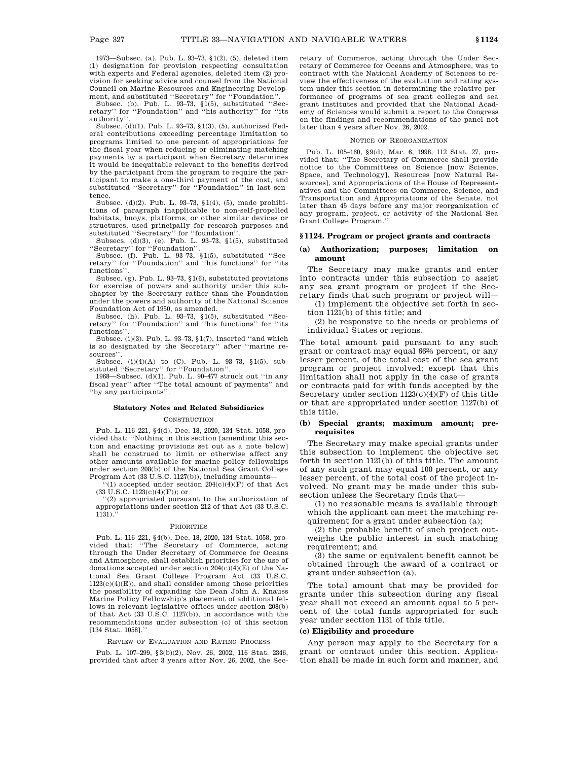1973—Subsec. (a). Pub. L. 93–73, §1(2), (5), deleted item (1) designation for provision respecting consultation with experts and Federal agencies, deleted item (2) provision for seeking advice and counsel from the National Council on Marine Resources and Engineering Development, and substituted ''Secretary'' for ''Foundation''.

Subsec. (b). Pub. L. 93–73, §1(5), substituted ''Secretary'' for ''Foundation'' and ''his authority'' for ''its authority''.

Subsec. (d)(1). Pub. L. 93–73, §1(3), (5), authorized Federal contributions exceeding percentage limitation to programs limited to one percent of appropriations for the fiscal year when reducing or eliminating matching payments by a participant when Secretary determines it would be inequitable relevant to the benefits derived by the participant from the program to require the participant to make a one-third payment of the cost, and substituted ''Secretary'' for ''Foundation'' in last sentence.

Subsec. (d)(2). Pub. L. 93–73, §1(4), (5), made prohibitions of paragraph inapplicable to non-self-propelled habitats, buoys, platforms, or other similar devices or structures, used principally for research purposes and substituted ''Secretary'' for ''foundation''.

Subsecs. (d)(3), (e). Pub. L. 93–73, §1(5), substituted ''Secretary'' for ''Foundation''.

Subsec. (f). Pub. L. 93–73, §1(5), substituted ''Secretary'' for ''Foundation'' and ''his functions'' for ''its functions''.

Subsec. (g). Pub. L. 93–73, §1(6), substituted provisions for exercise of powers and authority under this subchapter by the Secretary rather than the Foundation under the powers and authority of the National Science Foundation Act of 1950, as amended.

Subsec. (h). Pub. L. 93–73, §1(5), substituted ''Secretary'' for ''Foundation'' and ''his functions'' for ''its functions''.

Subsec. (i)(3). Pub. L. 93–73, §1(7), inserted ''and which is so designated by the Secretary'' after ''marine resources''.

Subsec. (i)(4)(A) to (C). Pub. L. 93–73, §1(5), substituted ''Secretary'' for ''Foundation''.

1968—Subsec. (d)(1). Pub. L. 90–477 struck out ''in any fiscal year'' after ''The total amount of payments'' and ''by any participants''.

#### Statutory Notes and Related Subsidiaries

CONSTRUCTION

Pub. L. 116–221, §4(d), Dec. 18, 2020, 134 Stat. 1058, provided that: ''Nothing in this section [amending this section and enacting provisions set out as a note below] shall be construed to limit or otherwise affect any other amounts available for marine policy fellowships under section 208(b) of the National Sea Grant College Program Act (33 U.S.C. 1127(b)), including amounts—

''(1) accepted under section 204(c)(4)(F) of that Act (33 U.S.C. 1123(c)(4)(F)); or

''(2) appropriated pursuant to the authorization of appropriations under section 212 of that Act (33 U.S.C. 1131).''

PRIORITIES

Pub. L. 116–221, §4(b), Dec. 18, 2020, 134 Stat. 1058, provided that: ''The Secretary of Commerce, acting through the Under Secretary of Commerce for Oceans and Atmosphere, shall establish priorities for the use of donations accepted under section 204(c)(4)(E) of the National Sea Grant College Program Act (33 U.S.C. 1123(c)(4)(E)), and shall consider among those priorities the possibility of expanding the Dean John A. Knauss Marine Policy Fellowship's placement of additional fellows in relevant legislative offices under section 208(b) of that Act (33 U.S.C. 1127(b)), in accordance with the recommendations under subsection (c) of this section [134 Stat. 1058].''

REVIEW OF EVALUATION AND RATING PROCESS

Pub. L. 107–299, §3(b)(2), Nov. 26, 2002, 116 Stat. 2346, provided that after 3 years after Nov. 26, 2002, the Secretary of Commerce, acting through the Under Secretary of Commerce for Oceans and Atmosphere, was to contract with the National Academy of Sciences to review the effectiveness of the evaluation and rating system under this section in determining the relative performance of programs of sea grant colleges and sea grant institutes and provided that the National Academy of Sciences would submit a report to the Congress on the findings and recommendations of the panel not later than 4 years after Nov. 26, 2002.

NOTICE OF REORGANIZATION

Pub. L. 105–160, §9(d), Mar. 6, 1998, 112 Stat. 27, provided that: ''The Secretary of Commerce shall provide notice to the Committees on Science [now Science, Space, and Technology], Resources [now Natural Resources], and Appropriations of the House of Representatives and the Committees on Commerce, Science, and Transportation and Appropriations of the Senate, not later than 45 days before any major reorganization of any program, project, or activity of the National Sea Grant College Program.''

### §1124. Program or project grants and contracts

#### (a) Authorization; purposes; limitation on amount

The Secretary may make grants and enter into contracts under this subsection to assist any sea grant program or project if the Secretary finds that such program or project will—

(1) implement the objective set forth in section 1121(b) of this title; and

(2) be responsive to the needs or problems of individual States or regions.

The total amount paid pursuant to any such grant or contract may equal 66⅔ percent, or any lesser percent, of the total cost of the sea grant program or project involved; except that this limitation shall not apply in the case of grants or contracts paid for with funds accepted by the Secretary under section 1123(c)(4)(F) of this title or that are appropriated under section 1127(b) of this title.

#### (b) Special grants; maximum amount; prerequisites

The Secretary may make special grants under this subsection to implement the objective set forth in section 1121(b) of this title. The amount of any such grant may equal 100 percent, or any lesser percent, of the total cost of the project involved. No grant may be made under this subsection unless the Secretary finds that—

(1) no reasonable means is available through which the applicant can meet the matching requirement for a grant under subsection (a);

(2) the probable benefit of such project outweighs the public interest in such matching requirement; and

(3) the same or equivalent benefit cannot be obtained through the award of a contract or grant under subsection (a).

The total amount that may be provided for grants under this subsection during any fiscal year shall not exceed an amount equal to 5 percent of the total funds appropriated for such year under section 1131 of this title.

#### (c) Eligibility and procedure

Any person may apply to the Secretary for a grant or contract under this section. Application shall be made in such form and manner, and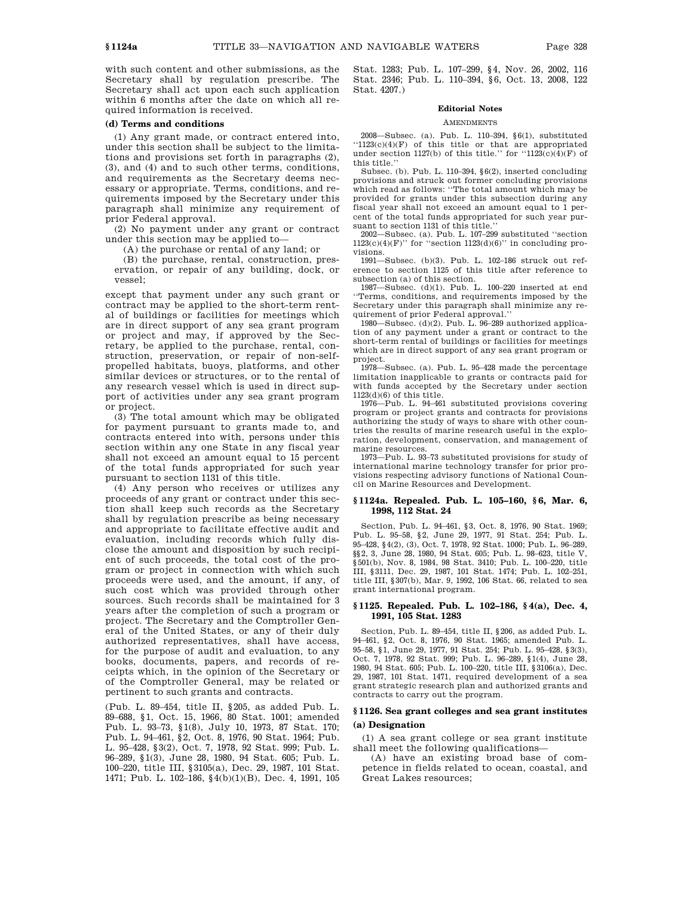with such content and other submissions, as the Secretary shall by regulation prescribe. The Secretary shall act upon each such application within 6 months after the date on which all required information is received.

**(d) Terms and conditions**

(1) Any grant made, or contract entered into, under this section shall be subject to the limitations and provisions set forth in paragraphs (2), (3), and (4) and to such other terms, conditions, and requirements as the Secretary deems necessary or appropriate. Terms, conditions, and requirements imposed by the Secretary under this paragraph shall minimize any requirement of prior Federal approval.

(2) No payment under any grant or contract under this section may be applied to—

(A) the purchase or rental of any land; or

(B) the purchase, rental, construction, preservation, or repair of any building, dock, or vessel;

except that payment under any such grant or contract may be applied to the short-term rental of buildings or facilities for meetings which are in direct support of any sea grant program or project and may, if approved by the Secretary, be applied to the purchase, rental, construction, preservation, or repair of non-self-propelled habitats, buoys, platforms, and other similar devices or structures, or to the rental of any research vessel which is used in direct support of activities under any sea grant program or project.

(3) The total amount which may be obligated for payment pursuant to grants made to, and contracts entered into with, persons under this section within any one State in any fiscal year shall not exceed an amount equal to 15 percent of the total funds appropriated for such year pursuant to section 1131 of this title.

(4) Any person who receives or utilizes any proceeds of any grant or contract under this section shall keep such records as the Secretary shall by regulation prescribe as being necessary and appropriate to facilitate effective audit and evaluation, including records which fully disclose the amount and disposition by such recipient of such proceeds, the total cost of the program or project in connection with which such proceeds were used, and the amount, if any, of such cost which was provided through other sources. Such records shall be maintained for 3 years after the completion of such a program or project. The Secretary and the Comptroller General of the United States, or any of their duly authorized representatives, shall have access, for the purpose of audit and evaluation, to any books, documents, papers, and records of receipts which, in the opinion of the Secretary or of the Comptroller General, may be related or pertinent to such grants and contracts.

(Pub. L. 89–454, title II, §205, as added Pub. L. 89–688, §1, Oct. 15, 1966, 80 Stat. 1001; amended Pub. L. 93–73, §1(8), July 10, 1973, 87 Stat. 170; Pub. L. 94–461, §2, Oct. 8, 1976, 90 Stat. 1964; Pub. L. 95–428, §3(2), Oct. 7, 1978, 92 Stat. 999; Pub. L. 96–289, §1(3), June 28, 1980, 94 Stat. 605; Pub. L. 100–220, title III, §3105(a), Dec. 29, 1987, 101 Stat. 1471; Pub. L. 102–186, §4(b)(1)(B), Dec. 4, 1991, 105 Stat. 1283; Pub. L. 107–299, §4, Nov. 26, 2002, 116 Stat. 2346; Pub. L. 110–394, §6, Oct. 13, 2008, 122 Stat. 4207.)

**Editorial Notes**

AMENDMENTS

2008—Subsec. (a). Pub. L. 110–394, §6(1), substituted "1123(c)(4)(F) of this title or that are appropriated under section 1127(b) of this title." for "1123(c)(4)(F) of this title."

Subsec. (b). Pub. L. 110–394, §6(2), inserted concluding provisions and struck out former concluding provisions which read as follows: "The total amount which may be provided for grants under this subsection during any fiscal year shall not exceed an amount equal to 1 percent of the total funds appropriated for such year pursuant to section 1131 of this title."

2002—Subsec. (a). Pub. L. 107–299 substituted "section 1123(c)(4)(F)" for "section 1123(d)(6)" in concluding provisions.

1991—Subsec. (b)(3). Pub. L. 102–186 struck out reference to section 1125 of this title after reference to subsection (a) of this section.

1987—Subsec. (d)(1). Pub. L. 100–220 inserted at end "Terms, conditions, and requirements imposed by the Secretary under this paragraph shall minimize any requirement of prior Federal approval."

1980—Subsec. (d)(2). Pub. L. 96–289 authorized application of any payment under a grant or contract to the short-term rental of buildings or facilities for meetings which are in direct support of any sea grant program or project.

1978—Subsec. (a). Pub. L. 95–428 made the percentage limitation inapplicable to grants or contracts paid for with funds accepted by the Secretary under section 1123(d)(6) of this title.

1976—Pub. L. 94–461 substituted provisions covering program or project grants and contracts for provisions authorizing the study of ways to share with other countries the results of marine research useful in the exploration, development, conservation, and management of marine resources.

1973—Pub. L. 93–73 substituted provisions for study of international marine technology transfer for prior provisions respecting advisory functions of National Council on Marine Resources and Development.

## §1124a. Repealed. Pub. L. 105–160, §6, Mar. 6, 1998, 112 Stat. 24

Section, Pub. L. 94–461, §3, Oct. 8, 1976, 90 Stat. 1969; Pub. L. 95–58, §2, June 29, 1977, 91 Stat. 254; Pub. L. 95–428, §4(2), (3), Oct. 7, 1978, 92 Stat. 1000; Pub. L. 96–289, §§2, 3, June 28, 1980, 94 Stat. 605; Pub. L. 98–623, title V, §501(b), Nov. 8, 1984, 98 Stat. 3410; Pub. L. 100–220, title III, §3111, Dec. 29, 1987, 101 Stat. 1474; Pub. L. 102–251, title III, §307(b), Mar. 9, 1992, 106 Stat. 66, related to sea grant international program.

## §1125. Repealed. Pub. L. 102–186, §4(a), Dec. 4, 1991, 105 Stat. 1283

Section, Pub. L. 89–454, title II, §206, as added Pub. L. 94–461, §2, Oct. 8, 1976, 90 Stat. 1965; amended Pub. L. 95–58, §1, June 29, 1977, 91 Stat. 254; Pub. L. 95–428, §3(3), Oct. 7, 1978, 92 Stat. 999; Pub. L. 96–289, §1(4), June 28, 1980, 94 Stat. 605; Pub. L. 100–220, title III, §3106(a), Dec. 29, 1987, 101 Stat. 1471, required development of a sea grant strategic research plan and authorized grants and contracts to carry out the program.

## §1126. Sea grant colleges and sea grant institutes

**(a) Designation**

(1) A sea grant college or sea grant institute shall meet the following qualifications—

(A) have an existing broad base of competence in fields related to ocean, coastal, and Great Lakes resources;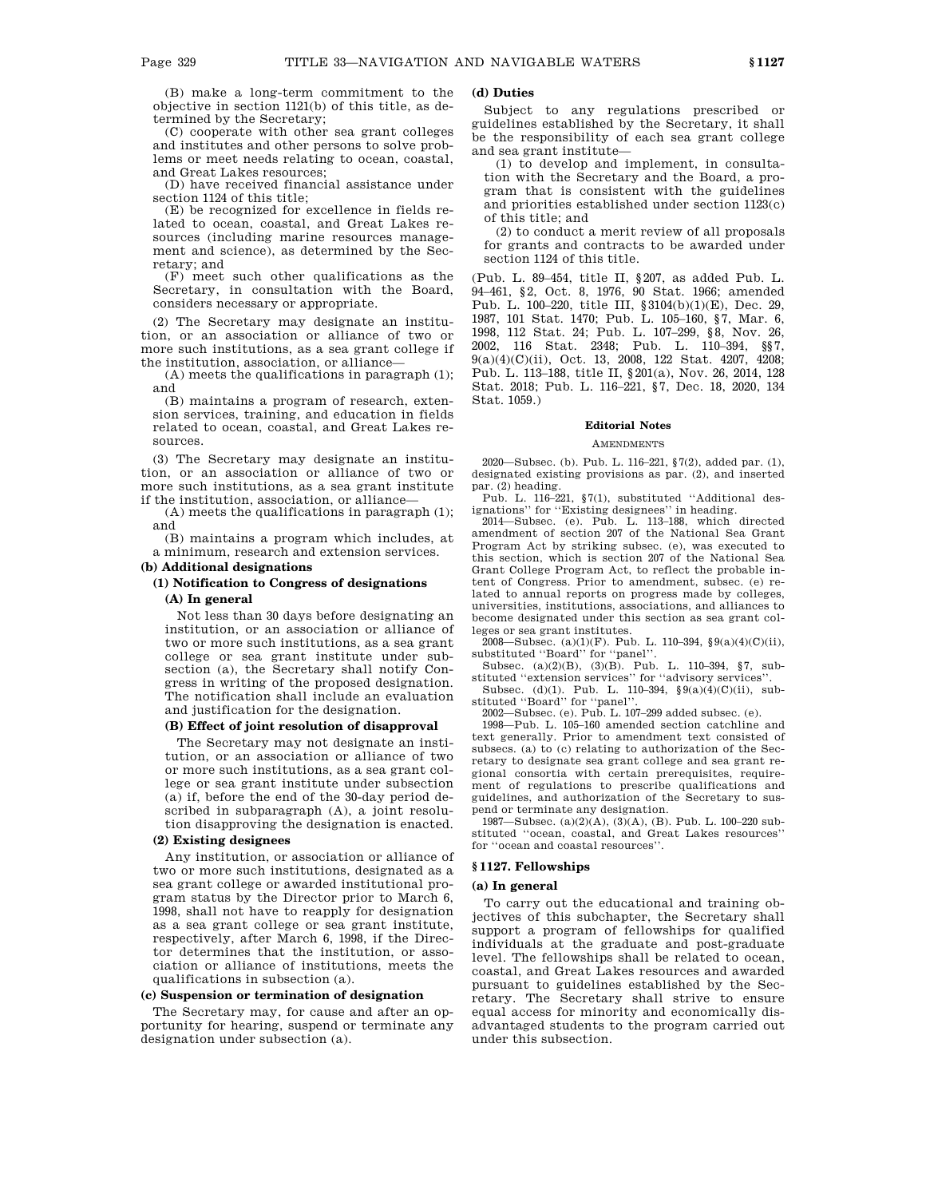(B) make a long-term commitment to the objective in section 1121(b) of this title, as determined by the Secretary;

(C) cooperate with other sea grant colleges and institutes and other persons to solve problems or meet needs relating to ocean, coastal, and Great Lakes resources;

(D) have received financial assistance under section 1124 of this title;

(E) be recognized for excellence in fields related to ocean, coastal, and Great Lakes resources (including marine resources management and science), as determined by the Secretary; and

(F) meet such other qualifications as the Secretary, in consultation with the Board, considers necessary or appropriate.

(2) The Secretary may designate an institution, or an association or alliance of two or more such institutions, as a sea grant college if the institution, association, or alliance—

(A) meets the qualifications in paragraph (1); and

(B) maintains a program of research, extension services, training, and education in fields related to ocean, coastal, and Great Lakes resources.

(3) The Secretary may designate an institution, or an association or alliance of two or more such institutions, as a sea grant institute if the institution, association, or alliance—

(A) meets the qualifications in paragraph (1); and

(B) maintains a program which includes, at a minimum, research and extension services.

**(b) Additional designations**

**(1) Notification to Congress of designations**

**(A) In general**

Not less than 30 days before designating an institution, or an association or alliance of two or more such institutions, as a sea grant college or sea grant institute under subsection (a), the Secretary shall notify Congress in writing of the proposed designation. The notification shall include an evaluation and justification for the designation.

**(B) Effect of joint resolution of disapproval**

The Secretary may not designate an institution, or an association or alliance of two or more such institutions, as a sea grant college or sea grant institute under subsection (a) if, before the end of the 30-day period described in subparagraph (A), a joint resolution disapproving the designation is enacted.

**(2) Existing designees**

Any institution, or association or alliance of two or more such institutions, designated as a sea grant college or awarded institutional program status by the Director prior to March 6, 1998, shall not have to reapply for designation as a sea grant college or sea grant institute, respectively, after March 6, 1998, if the Director determines that the institution, or association or alliance of institutions, meets the qualifications in subsection (a).

**(c) Suspension or termination of designation**

The Secretary may, for cause and after an opportunity for hearing, suspend or terminate any designation under subsection (a).

**(d) Duties**

Subject to any regulations prescribed or guidelines established by the Secretary, it shall be the responsibility of each sea grant college and sea grant institute—

(1) to develop and implement, in consultation with the Secretary and the Board, a program that is consistent with the guidelines and priorities established under section 1123(c) of this title; and

(2) to conduct a merit review of all proposals for grants and contracts to be awarded under section 1124 of this title.

(Pub. L. 89–454, title II, §207, as added Pub. L. 94–461, §2, Oct. 8, 1976, 90 Stat. 1966; amended Pub. L. 100–220, title III, §3104(b)(1)(E), Dec. 29, 1987, 101 Stat. 1470; Pub. L. 105–160, §7, Mar. 6, 1998, 112 Stat. 24; Pub. L. 107–299, §8, Nov. 26, 2002, 116 Stat. 2348; Pub. L. 110–394, §§7, 9(a)(4)(C)(ii), Oct. 13, 2008, 122 Stat. 4207, 4208; Pub. L. 113–188, title II, §201(a), Nov. 26, 2014, 128 Stat. 2018; Pub. L. 116–221, §7, Dec. 18, 2020, 134 Stat. 1059.)

**Editorial Notes**

AMENDMENTS

2020—Subsec. (b). Pub. L. 116–221, §7(2), added par. (1), designated existing provisions as par. (2), and inserted par. (2) heading.

Pub. L. 116–221, §7(1), substituted "Additional designations" for "Existing designees" in heading.

2014—Subsec. (e). Pub. L. 113–188, which directed amendment of section 207 of the National Sea Grant Program Act by striking subsec. (e), was executed to this section, which is section 207 of the National Sea Grant College Program Act, to reflect the probable intent of Congress. Prior to amendment, subsec. (e) related to annual reports on progress made by colleges, universities, institutions, associations, and alliances to become designated under this section as sea grant colleges or sea grant institutes.

2008—Subsec. (a)(1)(F). Pub. L. 110–394, §9(a)(4)(C)(ii), substituted "Board" for "panel".

Subsec. (a)(2)(B), (3)(B). Pub. L. 110–394, §7, substituted "extension services" for "advisory services".

Subsec. (d)(1). Pub. L. 110–394, §9(a)(4)(C)(ii), substituted "Board" for "panel".

2002—Subsec. (e). Pub. L. 107–299 added subsec. (e).

1998—Pub. L. 105–160 amended section catchline and text generally. Prior to amendment text consisted of subsecs. (a) to (c) relating to authorization of the Secretary to designate sea grant college and sea grant regional consortia with certain prerequisites, requirement of regulations to prescribe qualifications and guidelines, and authorization of the Secretary to suspend or terminate any designation.

1987—Subsec. (a)(2)(A), (3)(A), (B). Pub. L. 100–220 substituted "ocean, coastal, and Great Lakes resources" for "ocean and coastal resources".

## §1127. Fellowships

**(a) In general**

To carry out the educational and training objectives of this subchapter, the Secretary shall support a program of fellowships for qualified individuals at the graduate and post-graduate level. The fellowships shall be related to ocean, coastal, and Great Lakes resources and awarded pursuant to guidelines established by the Secretary. The Secretary shall strive to ensure equal access for minority and economically disadvantaged students to the program carried out under this subsection.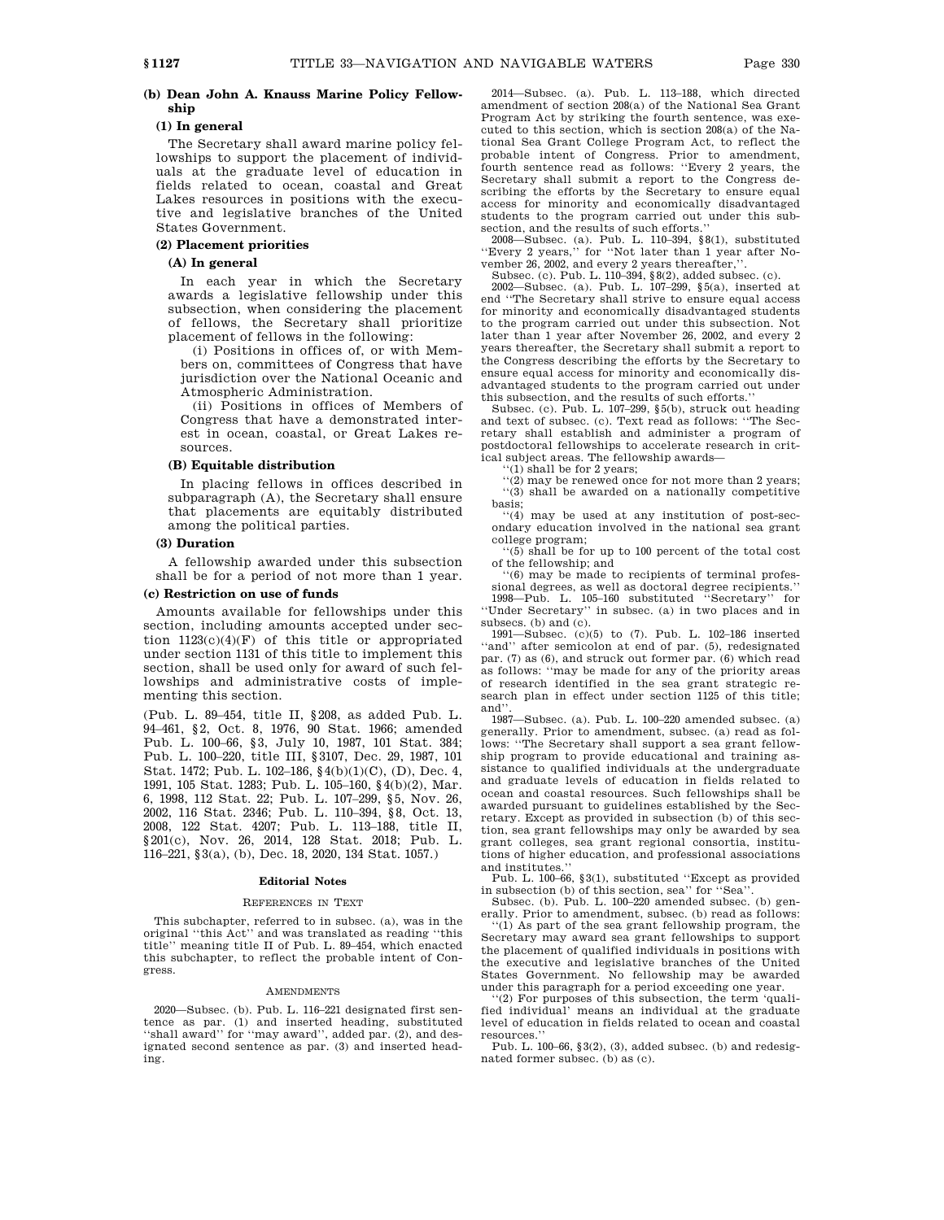**(b) Dean John A. Knauss Marine Policy Fellowship**

**(1) In general**

The Secretary shall award marine policy fellowships to support the placement of individuals at the graduate level of education in fields related to ocean, coastal and Great Lakes resources in positions with the executive and legislative branches of the United States Government.

**(2) Placement priorities**

**(A) In general**

In each year in which the Secretary awards a legislative fellowship under this subsection, when considering the placement of fellows, the Secretary shall prioritize placement of fellows in the following:

(i) Positions in offices of, or with Members on, committees of Congress that have jurisdiction over the National Oceanic and Atmospheric Administration.

(ii) Positions in offices of Members of Congress that have a demonstrated interest in ocean, coastal, or Great Lakes resources.

**(B) Equitable distribution**

In placing fellows in offices described in subparagraph (A), the Secretary shall ensure that placements are equitably distributed among the political parties.

**(3) Duration**

A fellowship awarded under this subsection shall be for a period of not more than 1 year.

**(c) Restriction on use of funds**

Amounts available for fellowships under this section, including amounts accepted under section 1123(c)(4)(F) of this title or appropriated under section 1131 of this title to implement this section, shall be used only for award of such fellowships and administrative costs of implementing this section.

(Pub. L. 89–454, title II, §208, as added Pub. L. 94–461, §2, Oct. 8, 1976, 90 Stat. 1966; amended Pub. L. 100–66, §3, July 10, 1987, 101 Stat. 384; Pub. L. 100–220, title III, §3107, Dec. 29, 1987, 101 Stat. 1472; Pub. L. 102–186, §4(b)(1)(C), (D), Dec. 4, 1991, 105 Stat. 1283; Pub. L. 105–160, §4(b)(2), Mar. 6, 1998, 112 Stat. 22; Pub. L. 107–299, §5, Nov. 26, 2002, 116 Stat. 2346; Pub. L. 110–394, §8, Oct. 13, 2008, 122 Stat. 4207; Pub. L. 113–188, title II, §201(c), Nov. 26, 2014, 128 Stat. 2018; Pub. L. 116–221, §3(a), (b), Dec. 18, 2020, 134 Stat. 1057.)

#### Editorial Notes

##### References in Text

This subchapter, referred to in subsec. (a), was in the original ''this Act'' and was translated as reading ''this title'' meaning title II of Pub. L. 89–454, which enacted this subchapter, to reflect the probable intent of Congress.

##### Amendments

2020—Subsec. (b). Pub. L. 116–221 designated first sentence as par. (1) and inserted heading, substituted ''shall award'' for ''may award'', added par. (2), and designated second sentence as par. (3) and inserted heading.

2014—Subsec. (a). Pub. L. 113–188, which directed amendment of section 208(a) of the National Sea Grant Program Act by striking the fourth sentence, was executed to this section, which is section 208(a) of the National Sea Grant College Program Act, to reflect the probable intent of Congress. Prior to amendment, fourth sentence read as follows: ''Every 2 years, the Secretary shall submit a report to the Congress describing the efforts by the Secretary to ensure equal access for minority and economically disadvantaged students to the program carried out under this subsection, and the results of such efforts.''

2008—Subsec. (a). Pub. L. 110–394, §8(1), substituted ''Every 2 years,'' for ''Not later than 1 year after November 26, 2002, and every 2 years thereafter,''.

Subsec. (c). Pub. L. 110–394, §8(2), added subsec. (c).

2002—Subsec. (a). Pub. L. 107–299, §5(a), inserted at end ''The Secretary shall strive to ensure equal access for minority and economically disadvantaged students to the program carried out under this subsection. Not later than 1 year after November 26, 2002, and every 2 years thereafter, the Secretary shall submit a report to the Congress describing the efforts by the Secretary to ensure equal access for minority and economically disadvantaged students to the program carried out under this subsection, and the results of such efforts.''

Subsec. (c). Pub. L. 107–299, §5(b), struck out heading and text of subsec. (c). Text read as follows: ''The Secretary shall establish and administer a program of postdoctoral fellowships to accelerate research in critical subject areas. The fellowship awards—

''(1) shall be for 2 years;

''(2) may be renewed once for not more than 2 years;

''(3) shall be awarded on a nationally competitive basis;

''(4) may be used at any institution of post-secondary education involved in the national sea grant college program;

''(5) shall be for up to 100 percent of the total cost of the fellowship; and

''(6) may be made to recipients of terminal professional degrees, as well as doctoral degree recipients.''

1998—Pub. L. 105–160 substituted ''Secretary'' for ''Under Secretary'' in subsec. (a) in two places and in subsecs. (b) and (c).

1991—Subsec. (c)(5) to (7). Pub. L. 102–186 inserted ''and'' after semicolon at end of par. (5), redesignated par. (7) as (6), and struck out former par. (6) which read as follows: ''may be made for any of the priority areas of research identified in the sea grant strategic research plan in effect under section 1125 of this title; and''.

1987—Subsec. (a). Pub. L. 100–220 amended subsec. (a) generally. Prior to amendment, subsec. (a) read as follows: ''The Secretary shall support a sea grant fellowship program to provide educational and training assistance to qualified individuals at the undergraduate and graduate levels of education in fields related to ocean and coastal resources. Such fellowships shall be awarded pursuant to guidelines established by the Secretary. Except as provided in subsection (b) of this section, sea grant fellowships may only be awarded by sea grant colleges, sea grant regional consortia, institutions of higher education, and professional associations and institutes.''

Pub. L. 100–66, §3(1), substituted ''Except as provided in subsection (b) of this section, sea'' for ''Sea''.

Subsec. (b). Pub. L. 100–220 amended subsec. (b) generally. Prior to amendment, subsec. (b) read as follows:

''(1) As part of the sea grant fellowship program, the Secretary may award sea grant fellowships to support the placement of qualified individuals in positions with the executive and legislative branches of the United States Government. No fellowship may be awarded under this paragraph for a period exceeding one year.

''(2) For purposes of this subsection, the term 'qualified individual' means an individual at the graduate level of education in fields related to ocean and coastal resources.''

Pub. L. 100–66, §3(2), (3), added subsec. (b) and redesignated former subsec. (b) as (c).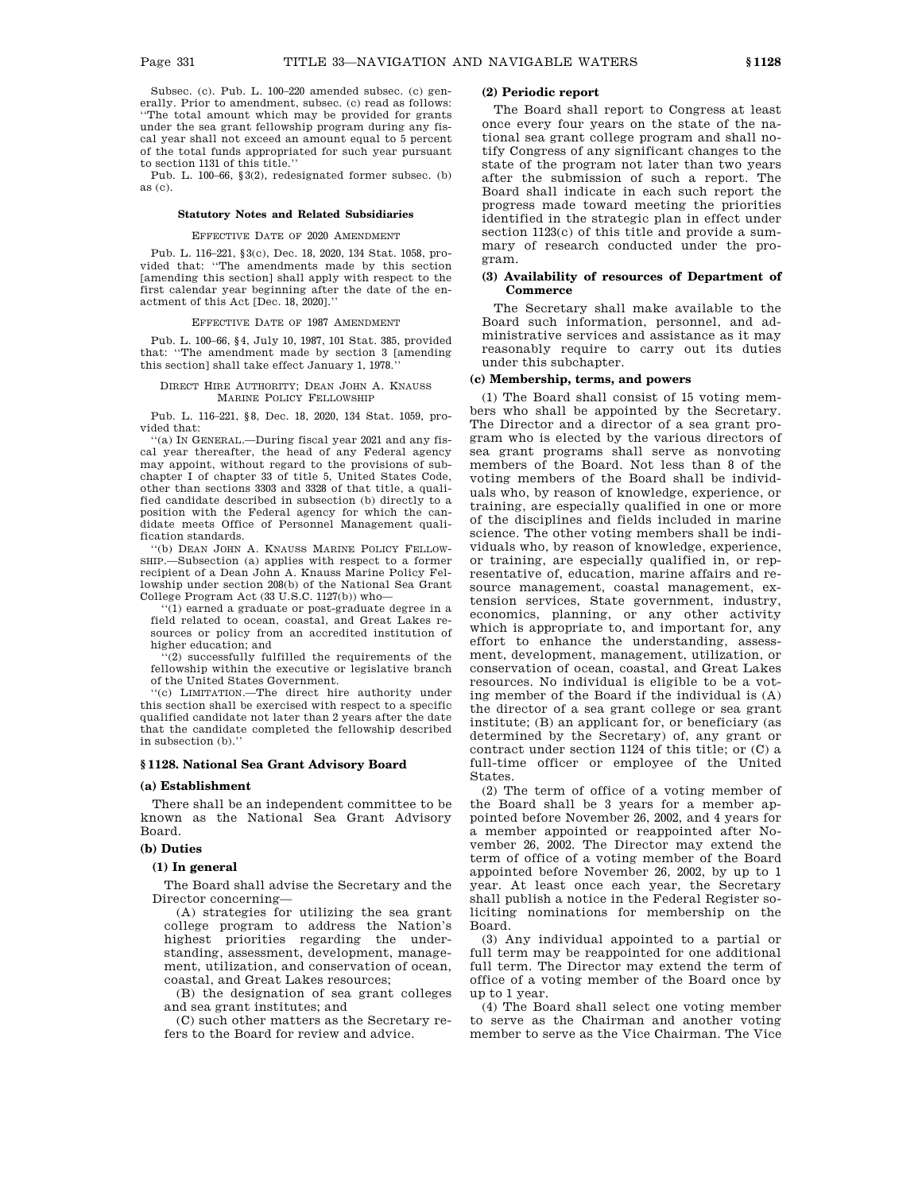Subsec. (c). Pub. L. 100–220 amended subsec. (c) generally. Prior to amendment, subsec. (c) read as follows: ''The total amount which may be provided for grants under the sea grant fellowship program during any fiscal year shall not exceed an amount equal to 5 percent of the total funds appropriated for such year pursuant to section 1131 of this title.''

Pub. L. 100–66, §3(2), redesignated former subsec. (b) as (c).

#### Statutory Notes and Related Subsidiaries

EFFECTIVE DATE OF 2020 AMENDMENT

Pub. L. 116–221, §3(c), Dec. 18, 2020, 134 Stat. 1058, provided that: ''The amendments made by this section [amending this section] shall apply with respect to the first calendar year beginning after the date of the enactment of this Act [Dec. 18, 2020].''

EFFECTIVE DATE OF 1987 AMENDMENT

Pub. L. 100–66, §4, July 10, 1987, 101 Stat. 385, provided that: ''The amendment made by section 3 [amending this section] shall take effect January 1, 1978.''

DIRECT HIRE AUTHORITY; DEAN JOHN A. KNAUSS MARINE POLICY FELLOWSHIP

Pub. L. 116–221, §8, Dec. 18, 2020, 134 Stat. 1059, provided that:

''(a) IN GENERAL.—During fiscal year 2021 and any fiscal year thereafter, the head of any Federal agency may appoint, without regard to the provisions of subchapter I of chapter 33 of title 5, United States Code, other than sections 3303 and 3328 of that title, a qualified candidate described in subsection (b) directly to a position with the Federal agency for which the candidate meets Office of Personnel Management qualification standards.

''(b) DEAN JOHN A. KNAUSS MARINE POLICY FELLOWSHIP.—Subsection (a) applies with respect to a former recipient of a Dean John A. Knauss Marine Policy Fellowship under section 208(b) of the National Sea Grant College Program Act (33 U.S.C. 1127(b)) who—

''(1) earned a graduate or post-graduate degree in a field related to ocean, coastal, and Great Lakes resources or policy from an accredited institution of higher education; and

''(2) successfully fulfilled the requirements of the fellowship within the executive or legislative branch of the United States Government.

''(c) LIMITATION.—The direct hire authority under this section shall be exercised with respect to a specific qualified candidate not later than 2 years after the date that the candidate completed the fellowship described in subsection (b).''

## §1128. National Sea Grant Advisory Board

### (a) Establishment

There shall be an independent committee to be known as the National Sea Grant Advisory Board.

### (b) Duties

#### (1) In general

The Board shall advise the Secretary and the Director concerning—

(A) strategies for utilizing the sea grant college program to address the Nation's highest priorities regarding the understanding, assessment, development, management, utilization, and conservation of ocean, coastal, and Great Lakes resources;

(B) the designation of sea grant colleges and sea grant institutes; and

(C) such other matters as the Secretary refers to the Board for review and advice.

#### (2) Periodic report

The Board shall report to Congress at least once every four years on the state of the national sea grant college program and shall notify Congress of any significant changes to the state of the program not later than two years after the submission of such a report. The Board shall indicate in each such report the progress made toward meeting the priorities identified in the strategic plan in effect under section 1123(c) of this title and provide a summary of research conducted under the program.

#### (3) Availability of resources of Department of Commerce

The Secretary shall make available to the Board such information, personnel, and administrative services and assistance as it may reasonably require to carry out its duties under this subchapter.

### (c) Membership, terms, and powers

(1) The Board shall consist of 15 voting members who shall be appointed by the Secretary. The Director and a director of a sea grant program who is elected by the various directors of sea grant programs shall serve as nonvoting members of the Board. Not less than 8 of the voting members of the Board shall be individuals who, by reason of knowledge, experience, or training, are especially qualified in one or more of the disciplines and fields included in marine science. The other voting members shall be individuals who, by reason of knowledge, experience, or training, are especially qualified in, or representative of, education, marine affairs and resource management, coastal management, extension services, State government, industry, economics, planning, or any other activity which is appropriate to, and important for, any effort to enhance the understanding, assessment, development, management, utilization, or conservation of ocean, coastal, and Great Lakes resources. No individual is eligible to be a voting member of the Board if the individual is (A) the director of a sea grant college or sea grant institute; (B) an applicant for, or beneficiary (as determined by the Secretary) of, any grant or contract under section 1124 of this title; or (C) a full-time officer or employee of the United States.

(2) The term of office of a voting member of the Board shall be 3 years for a member appointed before November 26, 2002, and 4 years for a member appointed or reappointed after November 26, 2002. The Director may extend the term of office of a voting member of the Board appointed before November 26, 2002, by up to 1 year. At least once each year, the Secretary shall publish a notice in the Federal Register soliciting nominations for membership on the Board.

(3) Any individual appointed to a partial or full term may be reappointed for one additional full term. The Director may extend the term of office of a voting member of the Board once by up to 1 year.

(4) The Board shall select one voting member to serve as the Chairman and another voting member to serve as the Vice Chairman. The Vice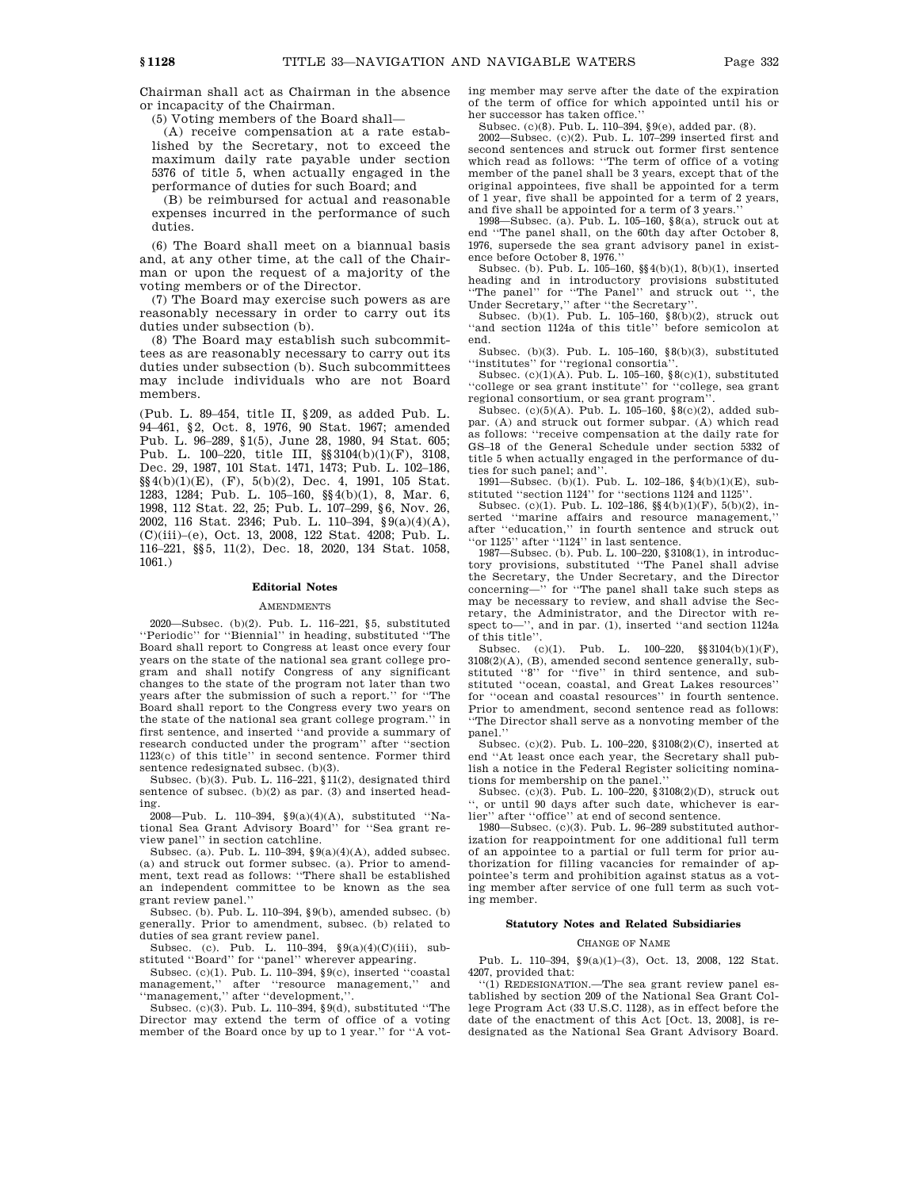Chairman shall act as Chairman in the absence or incapacity of the Chairman.

(5) Voting members of the Board shall—

(A) receive compensation at a rate established by the Secretary, not to exceed the maximum daily rate payable under section 5376 of title 5, when actually engaged in the performance of duties for such Board; and

(B) be reimbursed for actual and reasonable expenses incurred in the performance of such duties.

(6) The Board shall meet on a biannual basis and, at any other time, at the call of the Chairman or upon the request of a majority of the voting members or of the Director.

(7) The Board may exercise such powers as are reasonably necessary in order to carry out its duties under subsection (b).

(8) The Board may establish such subcommittees as are reasonably necessary to carry out its duties under subsection (b). Such subcommittees may include individuals who are not Board members.

(Pub. L. 89–454, title II, §209, as added Pub. L. 94–461, §2, Oct. 8, 1976, 90 Stat. 1967; amended Pub. L. 96–289, §1(5), June 28, 1980, 94 Stat. 605; Pub. L. 100–220, title III, §§3104(b)(1)(F), 3108, Dec. 29, 1987, 101 Stat. 1471, 1473; Pub. L. 102–186, §§4(b)(1)(E), (F), 5(b)(2), Dec. 4, 1991, 105 Stat. 1283, 1284; Pub. L. 105–160, §§4(b)(1), 8, Mar. 6, 1998, 112 Stat. 22, 25; Pub. L. 107–299, §6, Nov. 26, 2002, 116 Stat. 2346; Pub. L. 110–394, §9(a)(4)(A), (C)(iii)–(e), Oct. 13, 2008, 122 Stat. 4208; Pub. L. 116–221, §§5, 11(2), Dec. 18, 2020, 134 Stat. 1058, 1061.)

#### Editorial Notes

##### AMENDMENTS

2020—Subsec. (b)(2). Pub. L. 116–221, §5, substituted "Periodic" for "Biennial" in heading, substituted "The Board shall report to Congress at least once every four years on the state of the national sea grant college program and shall notify Congress of any significant changes to the state of the program not later than two years after the submission of such a report." for "The Board shall report to the Congress every two years on the state of the national sea grant college program." in first sentence, and inserted "and provide a summary of research conducted under the program" after "section 1123(c) of this title" in second sentence. Former third sentence redesignated subsec. (b)(3).

Subsec. (b)(3). Pub. L. 116–221, §11(2), designated third sentence of subsec. (b)(2) as par. (3) and inserted heading.

2008—Pub. L. 110–394, §9(a)(4)(A), substituted "National Sea Grant Advisory Board" for "Sea grant review panel" in section catchline.

Subsec. (a). Pub. L. 110–394, §9(a)(4)(A), added subsec. (a) and struck out former subsec. (a). Prior to amendment, text read as follows: "There shall be established an independent committee to be known as the sea grant review panel."

Subsec. (b). Pub. L. 110–394, §9(b), amended subsec. (b) generally. Prior to amendment, subsec. (b) related to duties of sea grant review panel.

Subsec. (c). Pub. L. 110–394, §9(a)(4)(C)(iii), substituted "Board" for "panel" wherever appearing.

Subsec. (c)(1). Pub. L. 110–394, §9(c), inserted "coastal management," after "resource management," and "management," after "development,".

Subsec. (c)(3). Pub. L. 110–394, §9(d), substituted "The Director may extend the term of office of a voting member of the Board once by up to 1 year." for "A voting member may serve after the date of the expiration of the term of office for which appointed until his or her successor has taken office."

Subsec. (c)(8). Pub. L. 110–394, §9(e), added par. (8).

2002—Subsec. (c)(2). Pub. L. 107–299 inserted first and second sentences and struck out former first sentence which read as follows: "The term of office of a voting member of the panel shall be 3 years, except that of the original appointees, five shall be appointed for a term of 1 year, five shall be appointed for a term of 2 years, and five shall be appointed for a term of 3 years."

1998—Subsec. (a). Pub. L. 105–160, §8(a), struck out at end "The panel shall, on the 60th day after October 8, 1976, supersede the sea grant advisory panel in existence before October 8, 1976."

Subsec. (b). Pub. L. 105–160, §§4(b)(1), 8(b)(1), inserted heading and in introductory provisions substituted "The panel" for "The Panel" and struck out ", the Under Secretary," after "the Secretary".

Subsec. (b)(1). Pub. L. 105–160, §8(b)(2), struck out "and section 1124a of this title" before semicolon at end.

Subsec. (b)(3). Pub. L. 105–160, §8(b)(3), substituted "institutes" for "regional consortia".

Subsec. (c)(1)(A). Pub. L. 105–160, §8(c)(1), substituted "college or sea grant institute" for "college, sea grant regional consortium, or sea grant program".

Subsec. (c)(5)(A). Pub. L. 105–160, §8(c)(2), added subpar. (A) and struck out former subpar. (A) which read as follows: "receive compensation at the daily rate for GS–18 of the General Schedule under section 5332 of title 5 when actually engaged in the performance of duties for such panel; and".

1991—Subsec. (b)(1). Pub. L. 102–186, §4(b)(1)(E), substituted "section 1124" for "sections 1124 and 1125".

Subsec. (c)(1). Pub. L. 102–186, §§4(b)(1)(F), 5(b)(2), inserted "marine affairs and resource management," after "education," in fourth sentence and struck out "or 1125" after "1124" in last sentence.

1987—Subsec. (b). Pub. L. 100–220, §3108(1), in introductory provisions, substituted "The Panel shall advise the Secretary, the Under Secretary, and the Director concerning—" for "The panel shall take such steps as may be necessary to review, and shall advise the Secretary, the Administrator, and the Director with respect to—", and in par. (1), inserted "and section 1124a of this title".

Subsec. (c)(1). Pub. L. 100–220, §§3104(b)(1)(F), 3108(2)(A), (B), amended second sentence generally, substituted "8" for "five" in third sentence, and substituted "ocean, coastal, and Great Lakes resources" for "ocean and coastal resources" in fourth sentence. Prior to amendment, second sentence read as follows: "The Director shall serve as a nonvoting member of the panel."

Subsec. (c)(2). Pub. L. 100–220, §3108(2)(C), inserted at end "At least once each year, the Secretary shall publish a notice in the Federal Register soliciting nominations for membership on the panel."

Subsec. (c)(3). Pub. L. 100–220, §3108(2)(D), struck out ", or until 90 days after such date, whichever is earlier" after "office" at end of second sentence.

1980—Subsec. (c)(3). Pub. L. 96–289 substituted authorization for reappointment for one additional full term of an appointee to a partial or full term for prior authorization for filling vacancies for remainder of appointee's term and prohibition against status as a voting member after service of one full term as such voting member.

#### Statutory Notes and Related Subsidiaries

##### CHANGE OF NAME

Pub. L. 110–394, §9(a)(1)–(3), Oct. 13, 2008, 122 Stat. 4207, provided that:

"(1) REDESIGNATION.—The sea grant review panel established by section 209 of the National Sea Grant College Program Act (33 U.S.C. 1128), as in effect before the date of the enactment of this Act [Oct. 13, 2008], is redesignated as the National Sea Grant Advisory Board.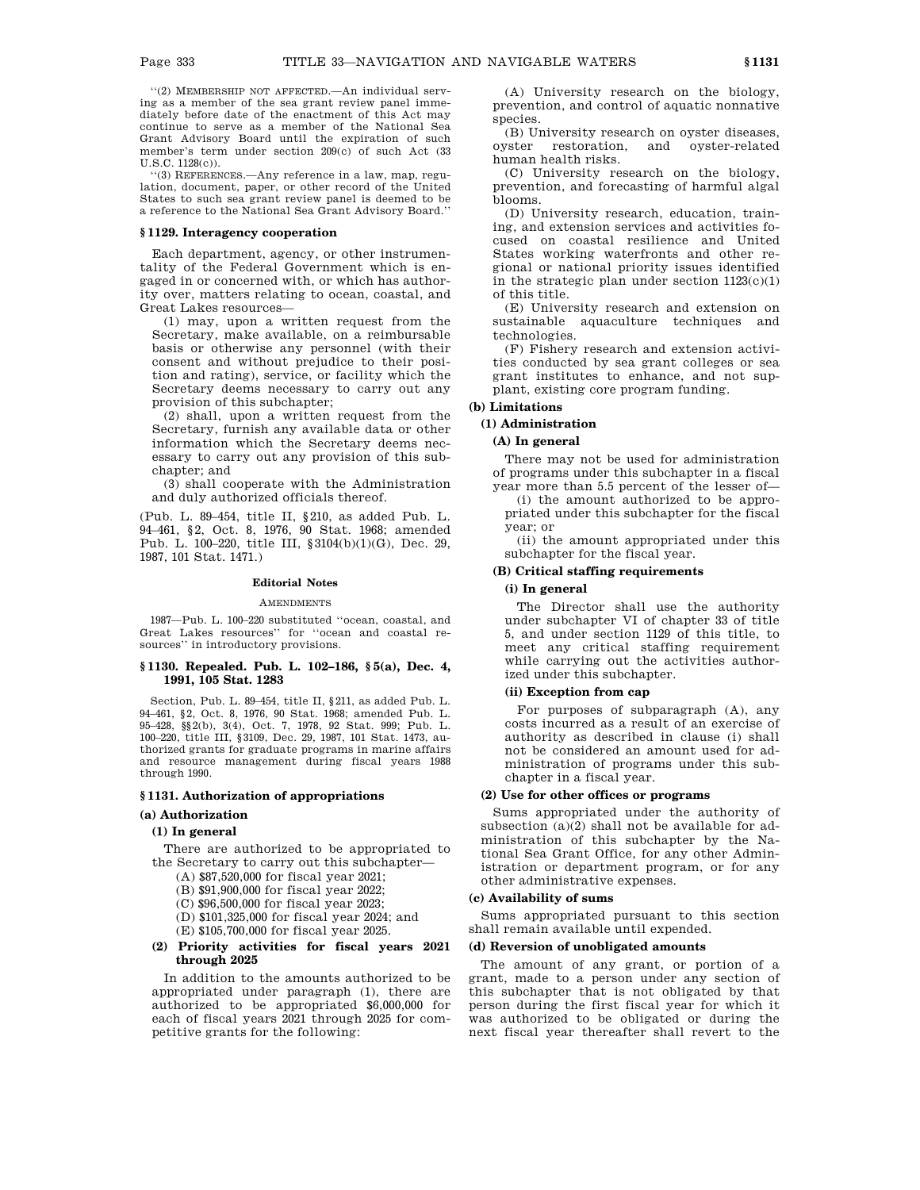"(2) MEMBERSHIP NOT AFFECTED.—An individual serving as a member of the sea grant review panel immediately before date of the enactment of this Act may continue to serve as a member of the National Sea Grant Advisory Board until the expiration of such member's term under section 209(c) of such Act (33 U.S.C. 1128(c)).

"(3) REFERENCES.—Any reference in a law, map, regulation, document, paper, or other record of the United States to such sea grant review panel is deemed to be a reference to the National Sea Grant Advisory Board."

### § 1129. Interagency cooperation

Each department, agency, or other instrumentality of the Federal Government which is engaged in or concerned with, or which has authority over, matters relating to ocean, coastal, and Great Lakes resources—

(1) may, upon a written request from the Secretary, make available, on a reimbursable basis or otherwise any personnel (with their consent and without prejudice to their position and rating), service, or facility which the Secretary deems necessary to carry out any provision of this subchapter;

(2) shall, upon a written request from the Secretary, furnish any available data or other information which the Secretary deems necessary to carry out any provision of this subchapter; and

(3) shall cooperate with the Administration and duly authorized officials thereof.

(Pub. L. 89–454, title II, § 210, as added Pub. L. 94–461, § 2, Oct. 8, 1976, 90 Stat. 1968; amended Pub. L. 100–220, title III, § 3104(b)(1)(G), Dec. 29, 1987, 101 Stat. 1471.)

#### Editorial Notes

AMENDMENTS

1987—Pub. L. 100–220 substituted "ocean, coastal, and Great Lakes resources" for "ocean and coastal resources" in introductory provisions.

### § 1130. Repealed. Pub. L. 102–186, § 5(a), Dec. 4, 1991, 105 Stat. 1283

Section, Pub. L. 89–454, title II, § 211, as added Pub. L. 94–461, § 2, Oct. 8, 1976, 90 Stat. 1968; amended Pub. L. 95–428, §§ 2(b), 3(4), Oct. 7, 1978, 92 Stat. 999; Pub. L. 100–220, title III, § 3109, Dec. 29, 1987, 101 Stat. 1473, authorized grants for graduate programs in marine affairs and resource management during fiscal years 1988 through 1990.

### § 1131. Authorization of appropriations

**(a) Authorization**

**(1) In general**

There are authorized to be appropriated to the Secretary to carry out this subchapter—

(A) $87,520,000 for fiscal year 2021;

(B) $91,900,000 for fiscal year 2022;

(C) $96,500,000 for fiscal year 2023;

(D) $101,325,000 for fiscal year 2024; and

(E) $105,700,000 for fiscal year 2025.

**(2) Priority activities for fiscal years 2021 through 2025**

In addition to the amounts authorized to be appropriated under paragraph (1), there are authorized to be appropriated $6,000,000 for each of fiscal years 2021 through 2025 for competitive grants for the following:

(A) University research on the biology, prevention, and control of aquatic nonnative species.

(B) University research on oyster diseases, oyster restoration, and oyster-related human health risks.

(C) University research on the biology, prevention, and forecasting of harmful algal blooms.

(D) University research, education, training, and extension services and activities focused on coastal resilience and United States working waterfronts and other regional or national priority issues identified in the strategic plan under section 1123(c)(1) of this title.

(E) University research and extension on sustainable aquaculture techniques and technologies.

(F) Fishery research and extension activities conducted by sea grant colleges or sea grant institutes to enhance, and not supplant, existing core program funding.

**(b) Limitations**

**(1) Administration**

**(A) In general**

There may not be used for administration of programs under this subchapter in a fiscal year more than 5.5 percent of the lesser of—

(i) the amount authorized to be appropriated under this subchapter for the fiscal year; or

(ii) the amount appropriated under this subchapter for the fiscal year.

**(B) Critical staffing requirements**

**(i) In general**

The Director shall use the authority under subchapter VI of chapter 33 of title 5, and under section 1129 of this title, to meet any critical staffing requirement while carrying out the activities authorized under this subchapter.

**(ii) Exception from cap**

For purposes of subparagraph (A), any costs incurred as a result of an exercise of authority as described in clause (i) shall not be considered an amount used for administration of programs under this subchapter in a fiscal year.

**(2) Use for other offices or programs**

Sums appropriated under the authority of subsection (a)(2) shall not be available for administration of this subchapter by the National Sea Grant Office, for any other Administration or department program, or for any other administrative expenses.

**(c) Availability of sums**

Sums appropriated pursuant to this section shall remain available until expended.

**(d) Reversion of unobligated amounts**

The amount of any grant, or portion of a grant, made to a person under any section of this subchapter that is not obligated by that person during the first fiscal year for which it was authorized to be obligated or during the next fiscal year thereafter shall revert to the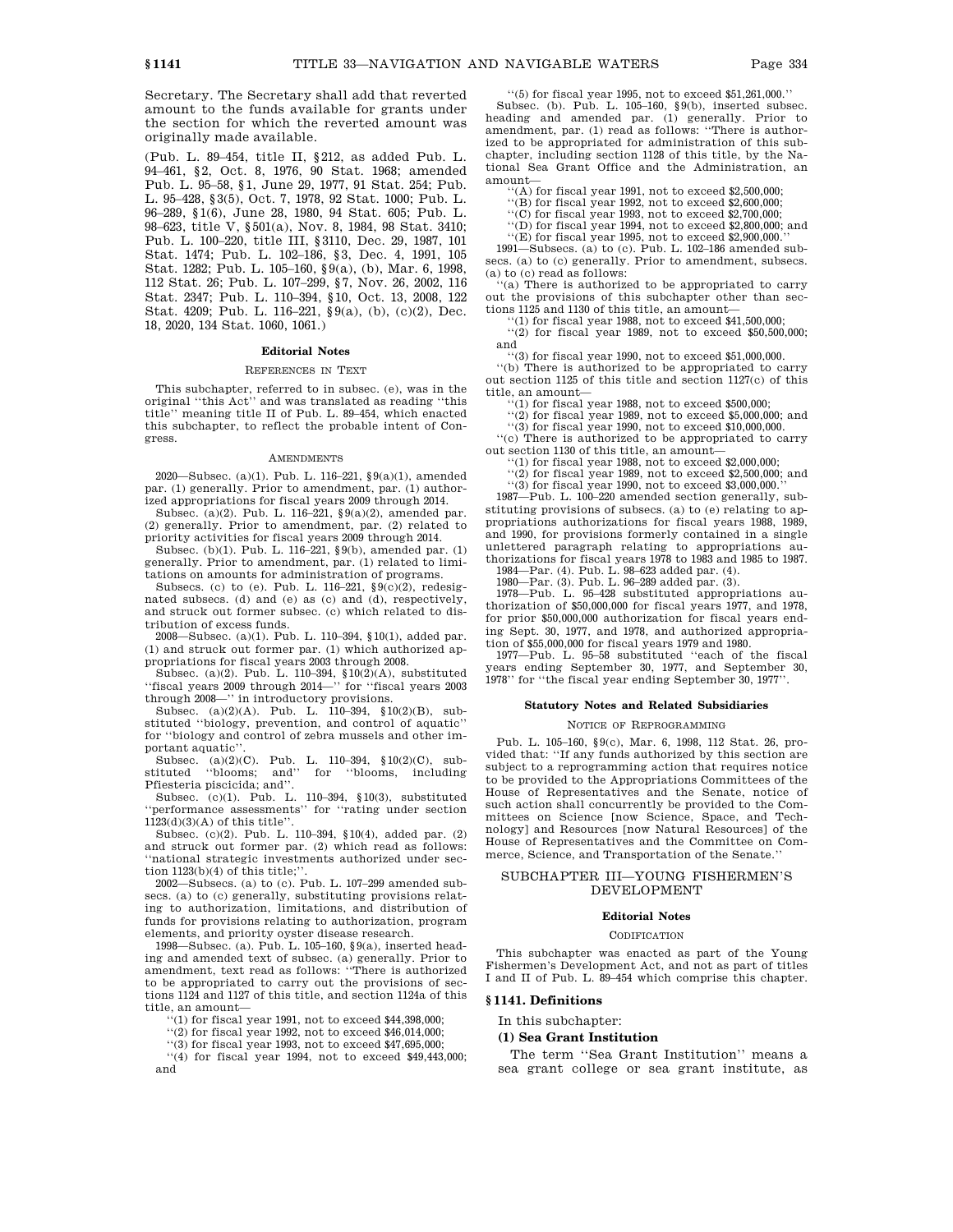Secretary. The Secretary shall add that reverted amount to the funds available for grants under the section for which the reverted amount was originally made available.

(Pub. L. 89–454, title II, §212, as added Pub. L. 94–461, §2, Oct. 8, 1976, 90 Stat. 1968; amended Pub. L. 95–58, §1, June 29, 1977, 91 Stat. 254; Pub. L. 95–428, §3(5), Oct. 7, 1978, 92 Stat. 1000; Pub. L. 96–289, §1(6), June 28, 1980, 94 Stat. 605; Pub. L. 98–623, title V, §501(a), Nov. 8, 1984, 98 Stat. 3410; Pub. L. 100–220, title III, §3110, Dec. 29, 1987, 101 Stat. 1474; Pub. L. 102–186, §3, Dec. 4, 1991, 105 Stat. 1282; Pub. L. 105–160, §9(a), (b), Mar. 6, 1998, 112 Stat. 26; Pub. L. 107–299, §7, Nov. 26, 2002, 116 Stat. 2347; Pub. L. 110–394, §10, Oct. 13, 2008, 122 Stat. 4209; Pub. L. 116–221, §9(a), (b), (c)(2), Dec. 18, 2020, 134 Stat. 1060, 1061.)

#### Editorial Notes

##### References in Text

This subchapter, referred to in subsec. (e), was in the original "this Act" and was translated as reading "this title" meaning title II of Pub. L. 89–454, which enacted this subchapter, to reflect the probable intent of Congress.

##### Amendments

2020—Subsec. (a)(1). Pub. L. 116–221, §9(a)(1), amended par. (1) generally. Prior to amendment, par. (1) authorized appropriations for fiscal years 2009 through 2014.

Subsec. (a)(2). Pub. L. 116–221, §9(a)(2), amended par. (2) generally. Prior to amendment, par. (2) related to priority activities for fiscal years 2009 through 2014.

Subsec. (b)(1). Pub. L. 116–221, §9(b), amended par. (1) generally. Prior to amendment, par. (1) related to limitations on amounts for administration of programs.

Subsecs. (c) to (e). Pub. L. 116–221, §9(c)(2), redesignated subsecs. (d) and (e) as (c) and (d), respectively, and struck out former subsec. (c) which related to distribution of excess funds.

2008—Subsec. (a)(1). Pub. L. 110–394, §10(1), added par. (1) and struck out former par. (1) which authorized appropriations for fiscal years 2003 through 2008.

Subsec. (a)(2). Pub. L. 110–394, §10(2)(A), substituted "fiscal years 2009 through 2014—" for "fiscal years 2003 through 2008—" in introductory provisions.

Subsec. (a)(2)(A). Pub. L. 110–394, §10(2)(B), substituted "biology, prevention, and control of aquatic" for "biology and control of zebra mussels and other important aquatic".

Subsec. (a)(2)(C). Pub. L. 110–394, §10(2)(C), substituted "blooms; and" for "blooms, including Pfiesteria piscicida; and".

Subsec. (c)(1). Pub. L. 110–394, §10(3), substituted "performance assessments" for "rating under section 1123(d)(3)(A) of this title".

Subsec. (c)(2). Pub. L. 110–394, §10(4), added par. (2) and struck out former par. (2) which read as follows: "national strategic investments authorized under section 1123(b)(4) of this title;".

2002—Subsecs. (a) to (c). Pub. L. 107–299 amended subsecs. (a) to (c) generally, substituting provisions relating to authorization, limitations, and distribution of funds for provisions relating to authorization, program elements, and priority oyster disease research.

1998—Subsec. (a). Pub. L. 105–160, §9(a), inserted heading and amended text of subsec. (a) generally. Prior to amendment, text read as follows: "There is authorized to be appropriated to carry out the provisions of sections 1124 and 1127 of this title, and section 1124a of this title, an amount—

"(1) for fiscal year 1991, not to exceed $44,398,000;

"(2) for fiscal year 1992, not to exceed $46,014,000;

"(3) for fiscal year 1993, not to exceed $47,695,000;

"(4) for fiscal year 1994, not to exceed $49,443,000; and

"(5) for fiscal year 1995, not to exceed $51,261,000."

Subsec. (b). Pub. L. 105–160, §9(b), inserted subsec. heading and amended par. (1) generally. Prior to amendment, par. (1) read as follows: "There is authorized to be appropriated for administration of this subchapter, including section 1128 of this title, by the National Sea Grant Office and the Administration, an amount—

"(A) for fiscal year 1991, not to exceed $2,500,000;

"(B) for fiscal year 1992, not to exceed $2,600,000;

"(C) for fiscal year 1993, not to exceed $2,700,000;

"(D) for fiscal year 1994, not to exceed $2,800,000; and

"(E) for fiscal year 1995, not to exceed $2,900,000."

1991—Subsecs. (a) to (c). Pub. L. 102–186 amended subsecs. (a) to (c) generally. Prior to amendment, subsecs. (a) to (c) read as follows:

"(a) There is authorized to be appropriated to carry out the provisions of this subchapter other than sections 1125 and 1130 of this title, an amount—

"(1) for fiscal year 1988, not to exceed $41,500,000;

"(2) for fiscal year 1989, not to exceed $50,500,000; and

"(3) for fiscal year 1990, not to exceed $51,000,000.

"(b) There is authorized to be appropriated to carry out section 1125 of this title and section 1127(c) of this title, an amount—

"(1) for fiscal year 1988, not to exceed $500,000;

"(2) for fiscal year 1989, not to exceed $5,000,000; and

"(3) for fiscal year 1990, not to exceed $10,000,000.

"(c) There is authorized to be appropriated to carry out section 1130 of this title, an amount—

"(1) for fiscal year 1988, not to exceed $2,000,000;

"(2) for fiscal year 1989, not to exceed $2,500,000; and

"(3) for fiscal year 1990, not to exceed $3,000,000."

1987—Pub. L. 100–220 amended section generally, substituting provisions of subsecs. (a) to (e) relating to appropriations authorizations for fiscal years 1988, 1989, and 1990, for provisions formerly contained in a single unlettered paragraph relating to appropriations authorizations for fiscal years 1978 to 1983 and 1985 to 1987.

1984—Par. (4). Pub. L. 98–623 added par. (4).

1980—Par. (3). Pub. L. 96–289 added par. (3).

1978—Pub. L. 95–428 substituted appropriations authorization of $50,000,000 for fiscal years 1977, and 1978, for prior $50,000,000 authorization for fiscal years ending Sept. 30, 1977, and 1978, and authorized appropriation of $55,000,000 for fiscal years 1979 and 1980.

1977—Pub. L. 95–58 substituted "each of the fiscal years ending September 30, 1977, and September 30, 1978" for "the fiscal year ending September 30, 1977".

#### Statutory Notes and Related Subsidiaries

##### Notice of Reprogramming

Pub. L. 105–160, §9(c), Mar. 6, 1998, 112 Stat. 26, provided that: "If any funds authorized by this section are subject to a reprogramming action that requires notice to be provided to the Appropriations Committees of the House of Representatives and the Senate, notice of such action shall concurrently be provided to the Committees on Science [now Science, Space, and Technology] and Resources [now Natural Resources] of the House of Representatives and the Committee on Commerce, Science, and Transportation of the Senate."

## SUBCHAPTER III—YOUNG FISHERMEN'S DEVELOPMENT

#### Editorial Notes

##### Codification

This subchapter was enacted as part of the Young Fishermen's Development Act, and not as part of titles I and II of Pub. L. 89–454 which comprise this chapter.

### §1141. Definitions

In this subchapter:

**(1) Sea Grant Institution**

The term "Sea Grant Institution" means a sea grant college or sea grant institute, as